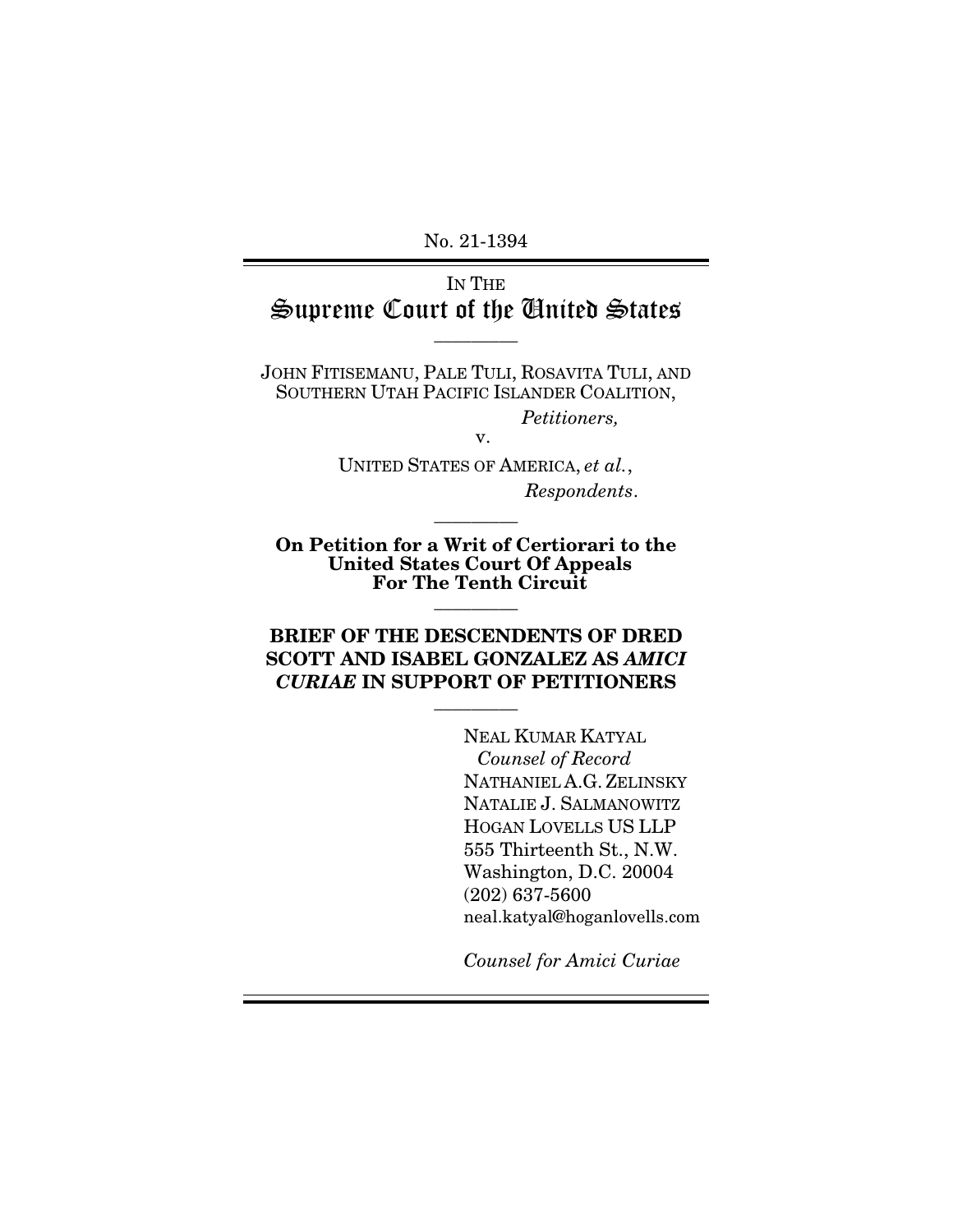No. 21-1394

IN THE
# Supreme Court of the United States

---

JOHN FITISEMANU, PALE TULI, ROSAVITA TULI, AND SOUTHERN UTAH PACIFIC ISLANDER COALITION,

*Petitioners,*

v.

UNITED STATES OF AMERICA, *et al.*,

*Respondents*.

---

**On Petition for a Writ of Certiorari to the United States Court Of Appeals For The Tenth Circuit**

---

**BRIEF OF THE DESCENDENTS OF DRED SCOTT AND ISABEL GONZALEZ AS *AMICI CURIAE* IN SUPPORT OF PETITIONERS**

---

NEAL KUMAR KATYAL
*Counsel of Record*
NATHANIEL A.G. ZELINSKY
NATALIE J. SALMANOWITZ
HOGAN LOVELLS US LLP
555 Thirteenth St., N.W.
Washington, D.C. 20004
(202) 637-5600
neal.katyal@hoganlovells.com

*Counsel for Amici Curiae*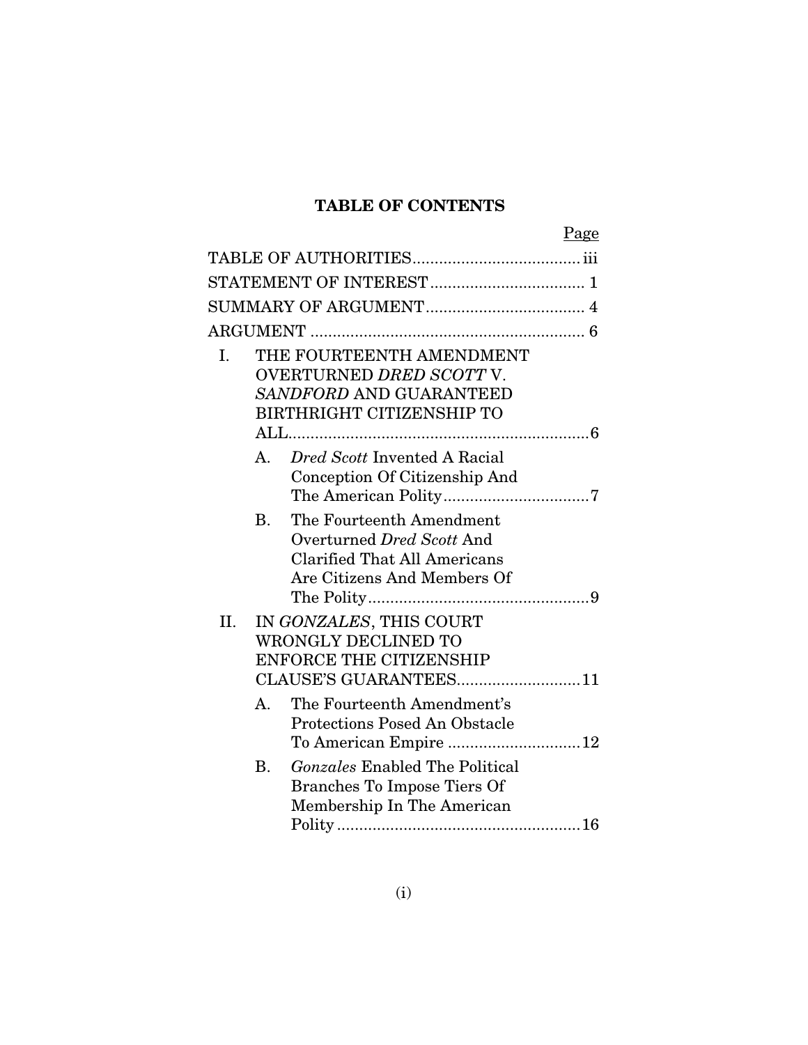## TABLE OF CONTENTS

| | Page |
|---|---|
| TABLE OF AUTHORITIES | iii |
| STATEMENT OF INTEREST | 1 |
| SUMMARY OF ARGUMENT | 4 |
| ARGUMENT | 6 |
| I. THE FOURTEENTH AMENDMENT OVERTURNED *DRED SCOTT* V. *SANDFORD* AND GUARANTEED BIRTHRIGHT CITIZENSHIP TO ALL | 6 |
| A. *Dred Scott* Invented A Racial Conception Of Citizenship And The American Polity | 7 |
| B. The Fourteenth Amendment Overturned *Dred Scott* And Clarified That All Americans Are Citizens And Members Of The Polity | 9 |
| II. IN *GONZALES*, THIS COURT WRONGLY DECLINED TO ENFORCE THE CITIZENSHIP CLAUSE'S GUARANTEES | 11 |
| A. The Fourteenth Amendment's Protections Posed An Obstacle To American Empire | 12 |
| B. *Gonzales* Enabled The Political Branches To Impose Tiers Of Membership In The American Polity | 16 |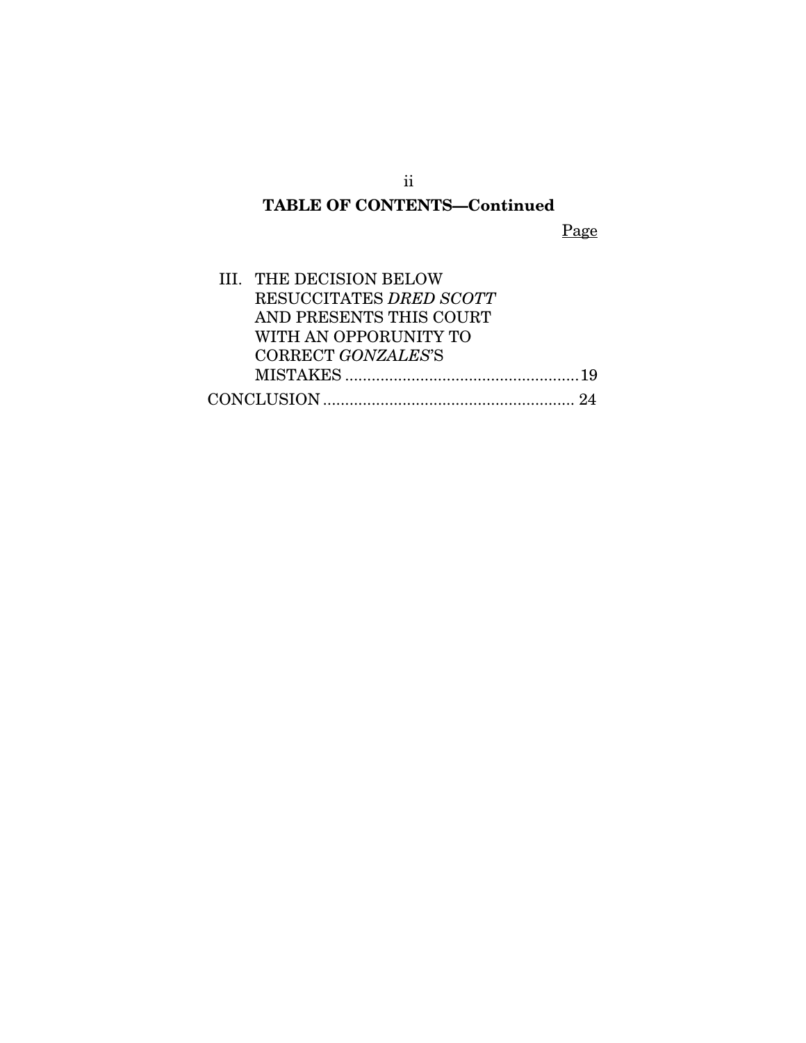**TABLE OF CONTENTS—Continued**

| | Page |
|---|---|
| III. THE DECISION BELOW RESUCCITATES *DRED SCOTT* AND PRESENTS THIS COURT WITH AN OPPORUNITY TO CORRECT *GONZALES*'S MISTAKES | 19 |
| CONCLUSION | 24 |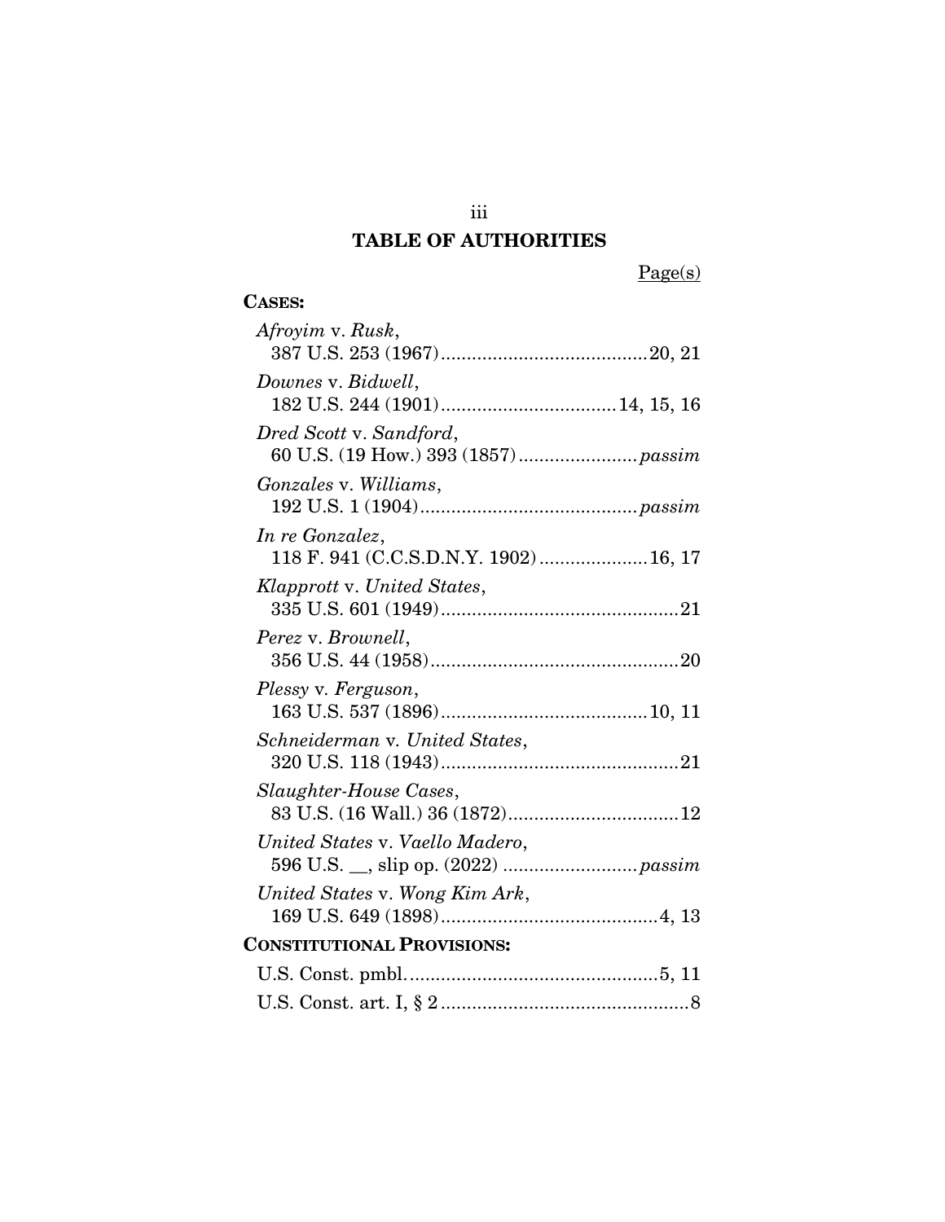# TABLE OF AUTHORITIES

Page(s)

**CASES:**

*Afroyim* v. *Rusk*,
387 U.S. 253 (1967)........................................20, 21

*Downes* v. *Bidwell*,
182 U.S. 244 (1901)..................................14, 15, 16

*Dred Scott* v. *Sandford*,
60 U.S. (19 How.) 393 (1857).......................*passim*

*Gonzales* v. *Williams*,
192 U.S. 1 (1904)..........................................*passim*

*In re Gonzalez*,
118 F. 941 (C.C.S.D.N.Y. 1902).....................16, 17

*Klapprott* v. *United States*,
335 U.S. 601 (1949)..............................................21

*Perez* v. *Brownell*,
356 U.S. 44 (1958)................................................20

*Plessy* v. *Ferguson*,
163 U.S. 537 (1896)........................................10, 11

*Schneiderman* v. *United States*,
320 U.S. 118 (1943)..............................................21

*Slaughter-House Cases*,
83 U.S. (16 Wall.) 36 (1872).................................12

*United States* v. *Vaello Madero*,
596 U.S. __, slip op. (2022) ..........................*passim*

*United States* v. *Wong Kim Ark*,
169 U.S. 649 (1898)..........................................4, 13

**CONSTITUTIONAL PROVISIONS:**

U.S. Const. pmbl.................................................5, 11

U.S. Const. art. I, § 2................................................8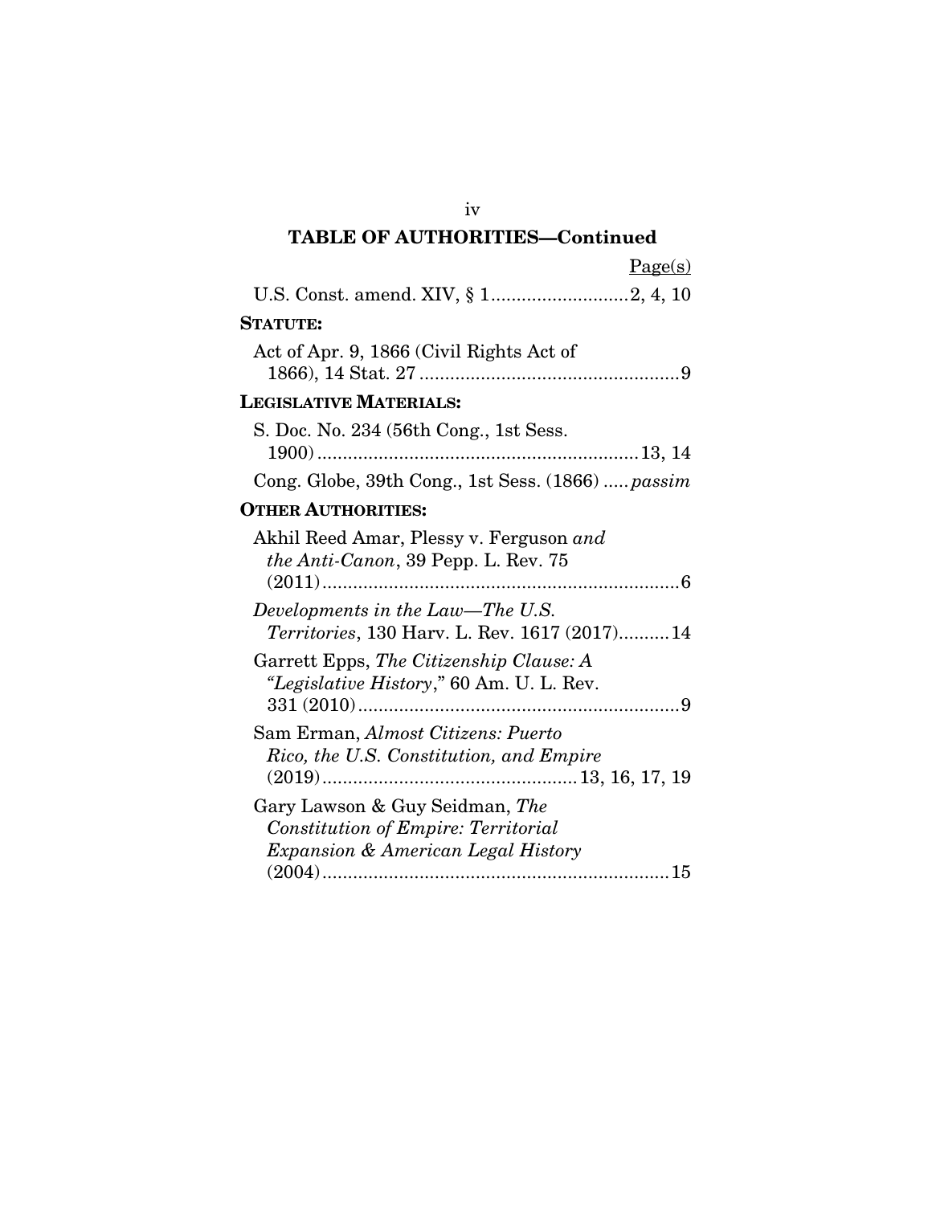## TABLE OF AUTHORITIES—Continued

Page(s)

U.S. Const. amend. XIV, § 1 .......................... 2, 4, 10

**STATUTE:**

Act of Apr. 9, 1866 (Civil Rights Act of 1866), 14 Stat. 27 .................................................. 9

**LEGISLATIVE MATERIALS:**

S. Doc. No. 234 (56th Cong., 1st Sess. 1900) .............................................................. 13, 14

Cong. Globe, 39th Cong., 1st Sess. (1866) ..... *passim*

**OTHER AUTHORITIES:**

Akhil Reed Amar, Plessy v. Ferguson *and the Anti-Canon*, 39 Pepp. L. Rev. 75 (2011) ..................................................................... 6

*Developments in the Law—The U.S. Territories*, 130 Harv. L. Rev. 1617 (2017).......... 14

Garrett Epps, *The Citizenship Clause: A "Legislative History*," 60 Am. U. L. Rev. 331 (2010) .............................................................. 9

Sam Erman, *Almost Citizens: Puerto Rico, the U.S. Constitution, and Empire* (2019) ................................................ 13, 16, 17, 19

Gary Lawson & Guy Seidman, *The Constitution of Empire: Territorial Expansion & American Legal History* (2004) ................................................................... 15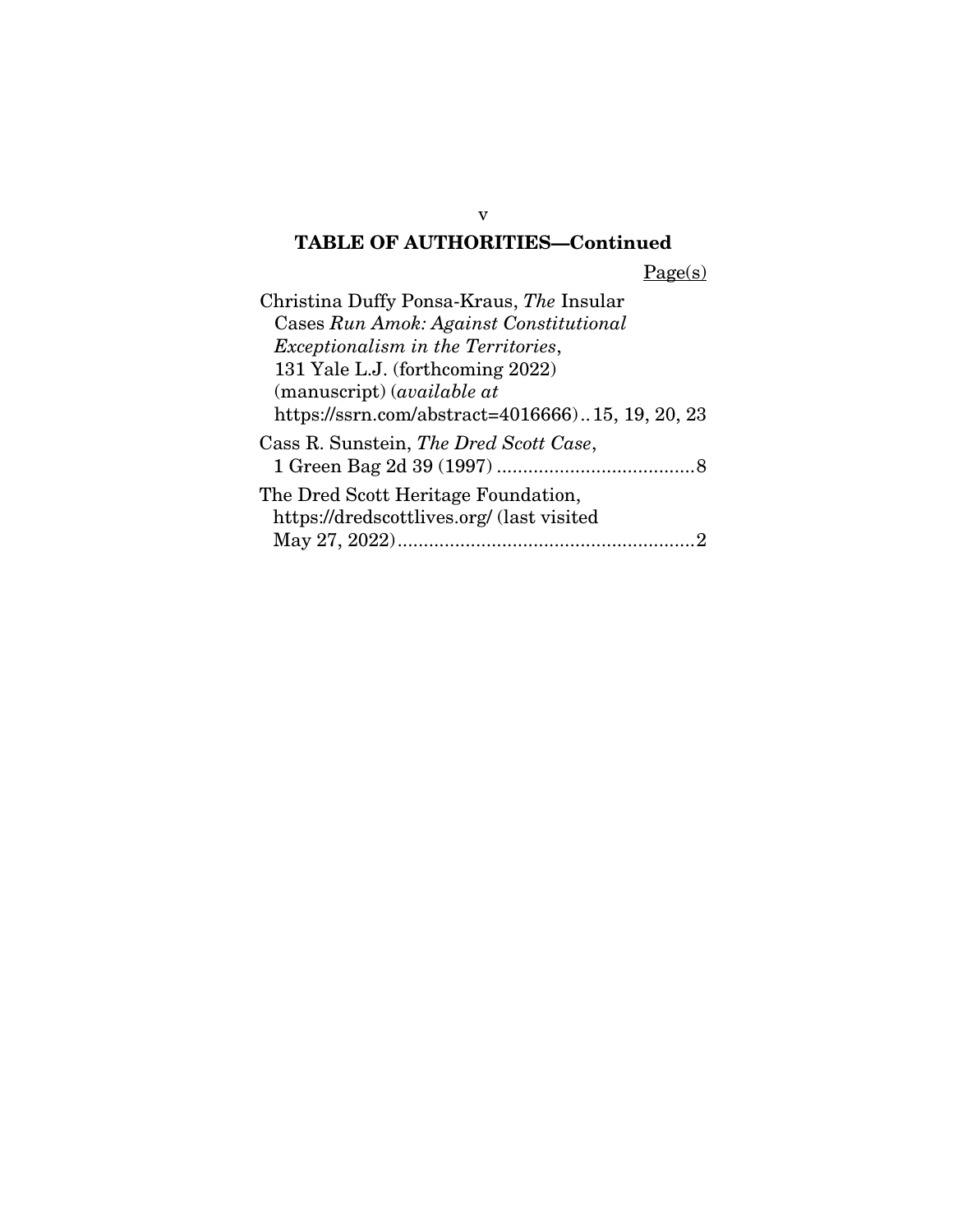## TABLE OF AUTHORITIES—Continued

Page(s)

Christina Duffy Ponsa-Kraus, *The* Insular Cases *Run Amok: Against Constitutional Exceptionalism in the Territories*, 131 Yale L.J. (forthcoming 2022) (manuscript) (*available at* https://ssrn.com/abstract=4016666) .. 15, 19, 20, 23

Cass R. Sunstein, *The Dred Scott Case*, 1 Green Bag 2d 39 (1997) .......................................8

The Dred Scott Heritage Foundation, https://dredscottlives.org/ (last visited May 27, 2022) ..........................................................2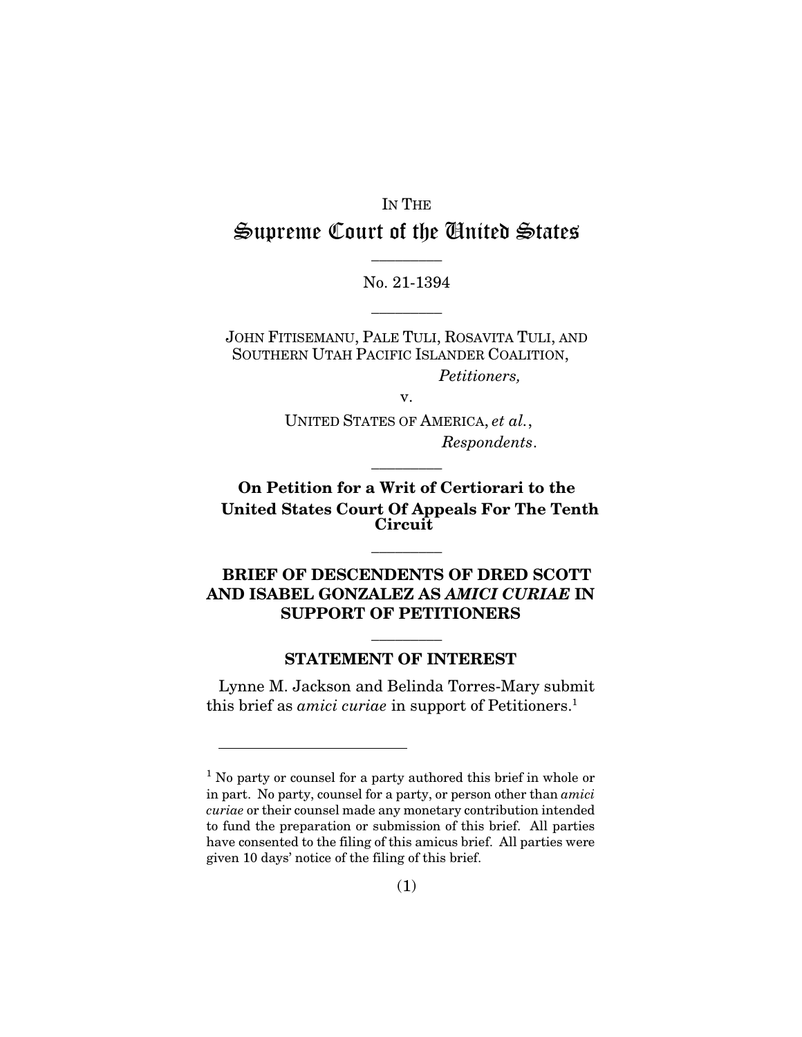IN THE

# Supreme Court of the United States

---

No. 21-1394

---

JOHN FITISEMANU, PALE TULI, ROSAVITA TULI, AND SOUTHERN UTAH PACIFIC ISLANDER COALITION,

*Petitioners,*

v.

UNITED STATES OF AMERICA, *et al.*,

*Respondents*.

---

**On Petition for a Writ of Certiorari to the United States Court Of Appeals For The Tenth Circuit**

---

**BRIEF OF DESCENDENTS OF DRED SCOTT AND ISABEL GONZALEZ AS *AMICI CURIAE* IN SUPPORT OF PETITIONERS**

---

## STATEMENT OF INTEREST

Lynne M. Jackson and Belinda Torres-Mary submit this brief as *amici curiae* in support of Petitioners.[1]

---

[1] No party or counsel for a party authored this brief in whole or in part. No party, counsel for a party, or person other than *amici curiae* or their counsel made any monetary contribution intended to fund the preparation or submission of this brief. All parties have consented to the filing of this amicus brief. All parties were given 10 days' notice of the filing of this brief.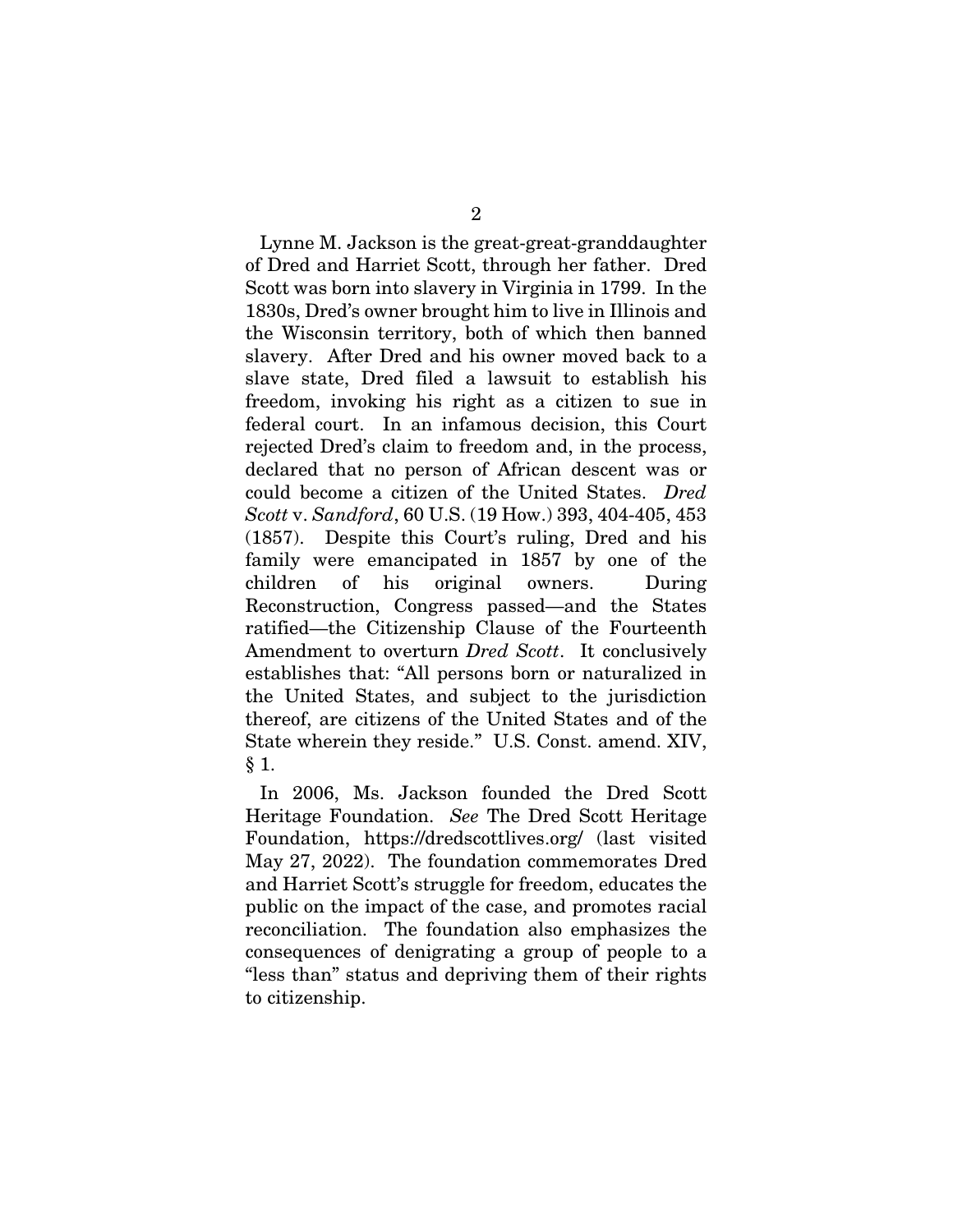Lynne M. Jackson is the great-great-granddaughter of Dred and Harriet Scott, through her father. Dred Scott was born into slavery in Virginia in 1799. In the 1830s, Dred's owner brought him to live in Illinois and the Wisconsin territory, both of which then banned slavery. After Dred and his owner moved back to a slave state, Dred filed a lawsuit to establish his freedom, invoking his right as a citizen to sue in federal court. In an infamous decision, this Court rejected Dred's claim to freedom and, in the process, declared that no person of African descent was or could become a citizen of the United States. *Dred Scott* v. *Sandford*, 60 U.S. (19 How.) 393, 404-405, 453 (1857). Despite this Court's ruling, Dred and his family were emancipated in 1857 by one of the children of his original owners. During Reconstruction, Congress passed—and the States ratified—the Citizenship Clause of the Fourteenth Amendment to overturn *Dred Scott*. It conclusively establishes that: "All persons born or naturalized in the United States, and subject to the jurisdiction thereof, are citizens of the United States and of the State wherein they reside." U.S. Const. amend. XIV, § 1.

In 2006, Ms. Jackson founded the Dred Scott Heritage Foundation. *See* The Dred Scott Heritage Foundation, https://dredscottlives.org/ (last visited May 27, 2022). The foundation commemorates Dred and Harriet Scott's struggle for freedom, educates the public on the impact of the case, and promotes racial reconciliation. The foundation also emphasizes the consequences of denigrating a group of people to a "less than" status and depriving them of their rights to citizenship.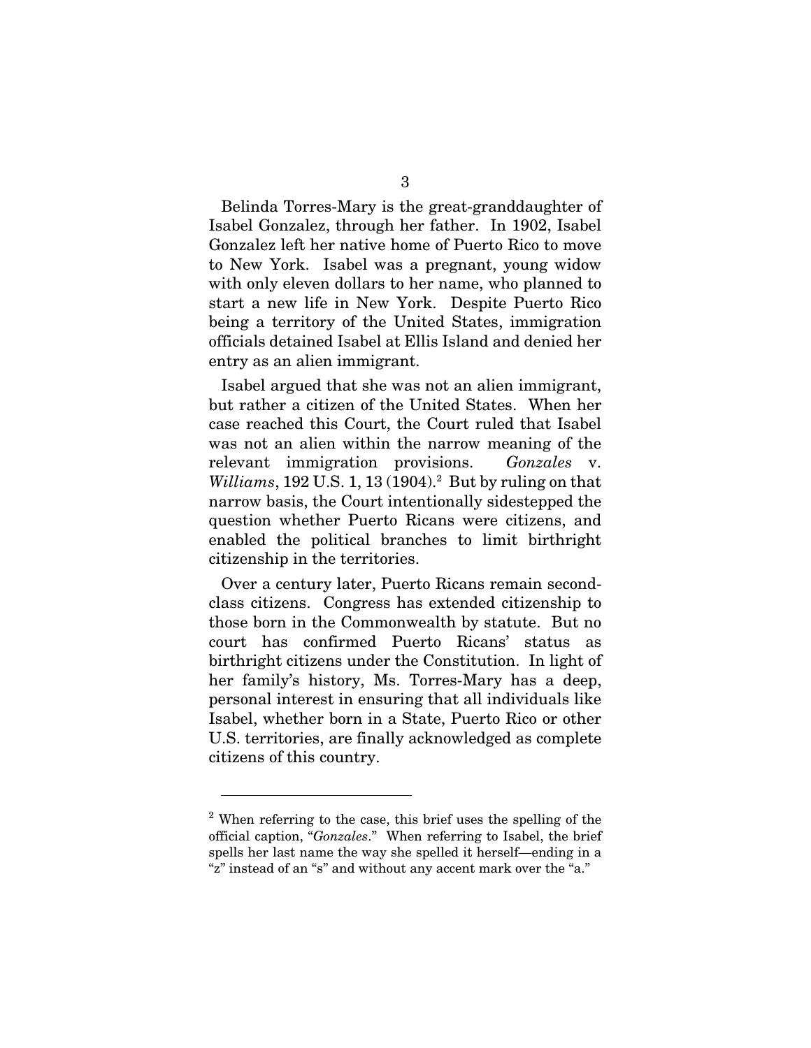Belinda Torres-Mary is the great-granddaughter of Isabel Gonzalez, through her father. In 1902, Isabel Gonzalez left her native home of Puerto Rico to move to New York. Isabel was a pregnant, young widow with only eleven dollars to her name, who planned to start a new life in New York. Despite Puerto Rico being a territory of the United States, immigration officials detained Isabel at Ellis Island and denied her entry as an alien immigrant.

Isabel argued that she was not an alien immigrant, but rather a citizen of the United States. When her case reached this Court, the Court ruled that Isabel was not an alien within the narrow meaning of the relevant immigration provisions. *Gonzales* v. *Williams*, 192 U.S. 1, 13 (1904).[2] But by ruling on that narrow basis, the Court intentionally sidestepped the question whether Puerto Ricans were citizens, and enabled the political branches to limit birthright citizenship in the territories.

Over a century later, Puerto Ricans remain second-class citizens. Congress has extended citizenship to those born in the Commonwealth by statute. But no court has confirmed Puerto Ricans' status as birthright citizens under the Constitution. In light of her family's history, Ms. Torres-Mary has a deep, personal interest in ensuring that all individuals like Isabel, whether born in a State, Puerto Rico or other U.S. territories, are finally acknowledged as complete citizens of this country.

---

[2] When referring to the case, this brief uses the spelling of the official caption, "*Gonzales*." When referring to Isabel, the brief spells her last name the way she spelled it herself—ending in a "z" instead of an "s" and without any accent mark over the "a."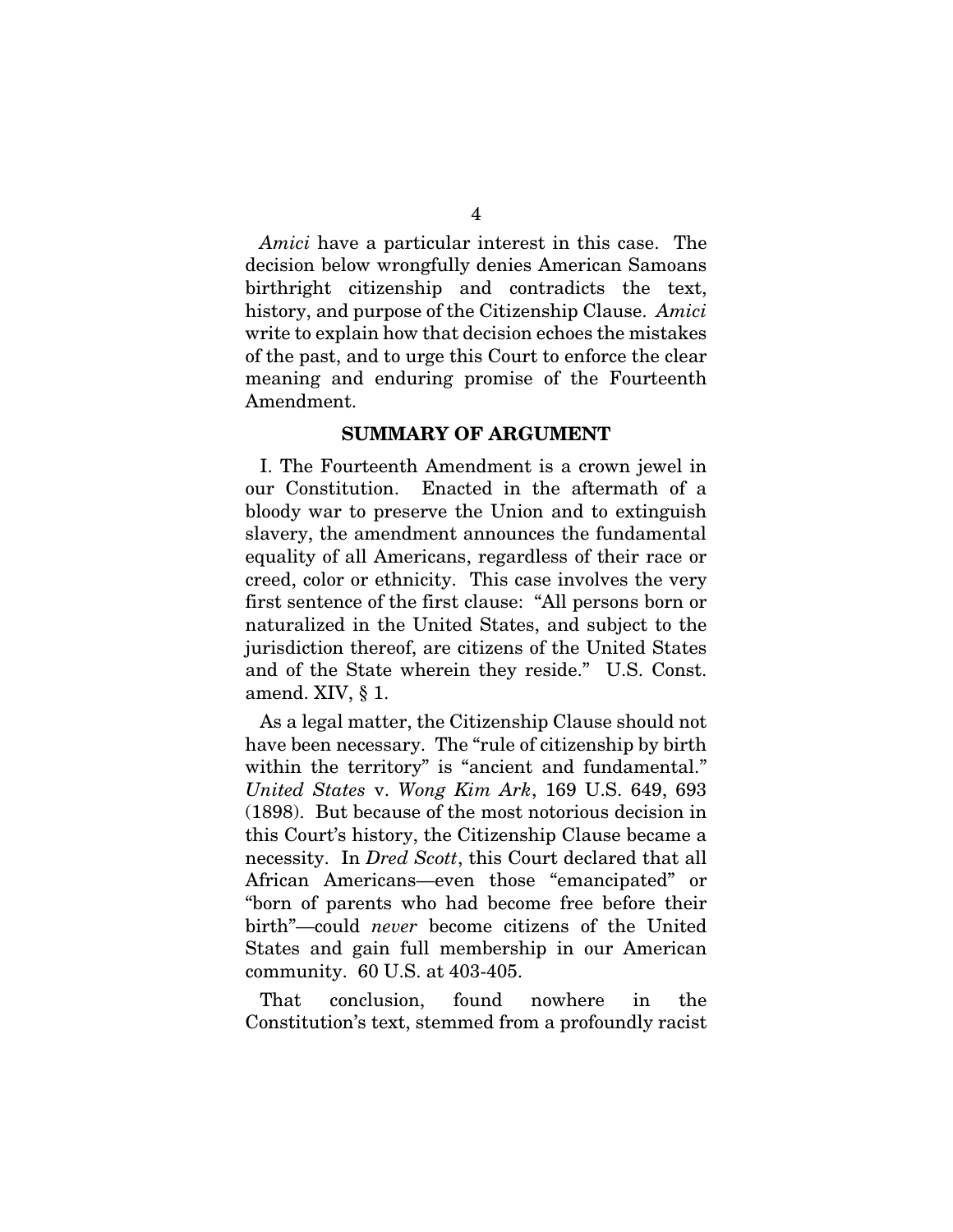*Amici* have a particular interest in this case. The decision below wrongfully denies American Samoans birthright citizenship and contradicts the text, history, and purpose of the Citizenship Clause. *Amici* write to explain how that decision echoes the mistakes of the past, and to urge this Court to enforce the clear meaning and enduring promise of the Fourteenth Amendment.

## SUMMARY OF ARGUMENT

I. The Fourteenth Amendment is a crown jewel in our Constitution. Enacted in the aftermath of a bloody war to preserve the Union and to extinguish slavery, the amendment announces the fundamental equality of all Americans, regardless of their race or creed, color or ethnicity. This case involves the very first sentence of the first clause: "All persons born or naturalized in the United States, and subject to the jurisdiction thereof, are citizens of the United States and of the State wherein they reside." U.S. Const. amend. XIV, § 1.

As a legal matter, the Citizenship Clause should not have been necessary. The "rule of citizenship by birth within the territory" is "ancient and fundamental." *United States* v. *Wong Kim Ark*, 169 U.S. 649, 693 (1898). But because of the most notorious decision in this Court's history, the Citizenship Clause became a necessity. In *Dred Scott*, this Court declared that all African Americans—even those "emancipated" or "born of parents who had become free before their birth"—could *never* become citizens of the United States and gain full membership in our American community. 60 U.S. at 403-405.

That conclusion, found nowhere in the Constitution's text, stemmed from a profoundly racist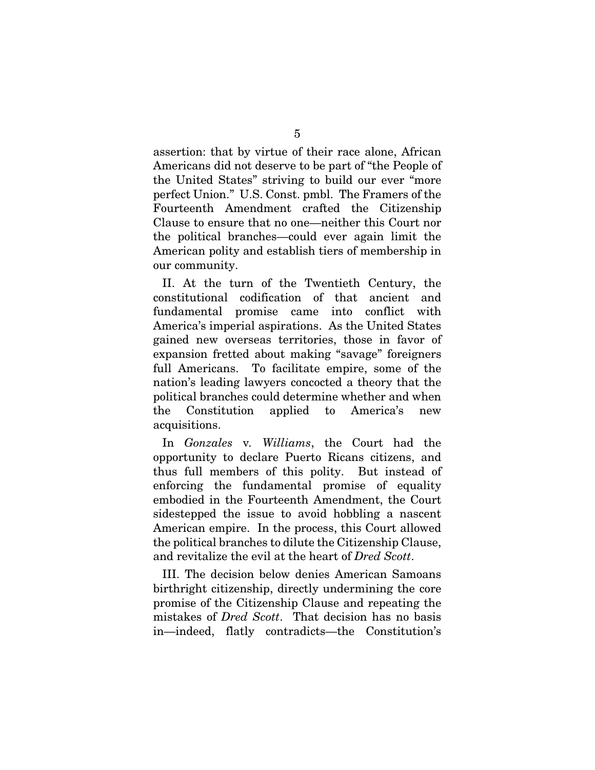assertion: that by virtue of their race alone, African Americans did not deserve to be part of "the People of the United States" striving to build our ever "more perfect Union." U.S. Const. pmbl. The Framers of the Fourteenth Amendment crafted the Citizenship Clause to ensure that no one—neither this Court nor the political branches—could ever again limit the American polity and establish tiers of membership in our community.

II. At the turn of the Twentieth Century, the constitutional codification of that ancient and fundamental promise came into conflict with America's imperial aspirations. As the United States gained new overseas territories, those in favor of expansion fretted about making "savage" foreigners full Americans. To facilitate empire, some of the nation's leading lawyers concocted a theory that the political branches could determine whether and when the Constitution applied to America's new acquisitions.

In *Gonzales* v. *Williams*, the Court had the opportunity to declare Puerto Ricans citizens, and thus full members of this polity. But instead of enforcing the fundamental promise of equality embodied in the Fourteenth Amendment, the Court sidestepped the issue to avoid hobbling a nascent American empire. In the process, this Court allowed the political branches to dilute the Citizenship Clause, and revitalize the evil at the heart of *Dred Scott*.

III. The decision below denies American Samoans birthright citizenship, directly undermining the core promise of the Citizenship Clause and repeating the mistakes of *Dred Scott*. That decision has no basis in—indeed, flatly contradicts—the Constitution's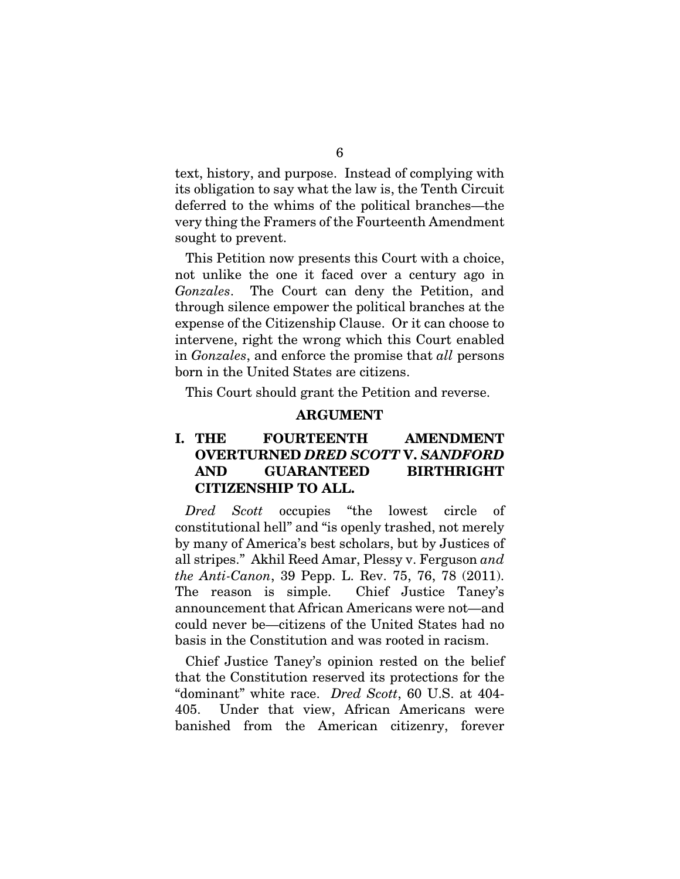text, history, and purpose. Instead of complying with its obligation to say what the law is, the Tenth Circuit deferred to the whims of the political branches—the very thing the Framers of the Fourteenth Amendment sought to prevent.

This Petition now presents this Court with a choice, not unlike the one it faced over a century ago in *Gonzales*. The Court can deny the Petition, and through silence empower the political branches at the expense of the Citizenship Clause. Or it can choose to intervene, right the wrong which this Court enabled in *Gonzales*, and enforce the promise that *all* persons born in the United States are citizens.

This Court should grant the Petition and reverse.

## ARGUMENT

### I. THE FOURTEENTH AMENDMENT OVERTURNED *DRED SCOTT* V. *SANDFORD* AND GUARANTEED BIRTHRIGHT CITIZENSHIP TO ALL.

*Dred Scott* occupies "the lowest circle of constitutional hell" and "is openly trashed, not merely by many of America's best scholars, but by Justices of all stripes." Akhil Reed Amar, Plessy v. Ferguson *and the Anti-Canon*, 39 Pepp. L. Rev. 75, 76, 78 (2011). The reason is simple. Chief Justice Taney's announcement that African Americans were not—and could never be—citizens of the United States had no basis in the Constitution and was rooted in racism.

Chief Justice Taney's opinion rested on the belief that the Constitution reserved its protections for the "dominant" white race. *Dred Scott*, 60 U.S. at 404-405. Under that view, African Americans were banished from the American citizenry, forever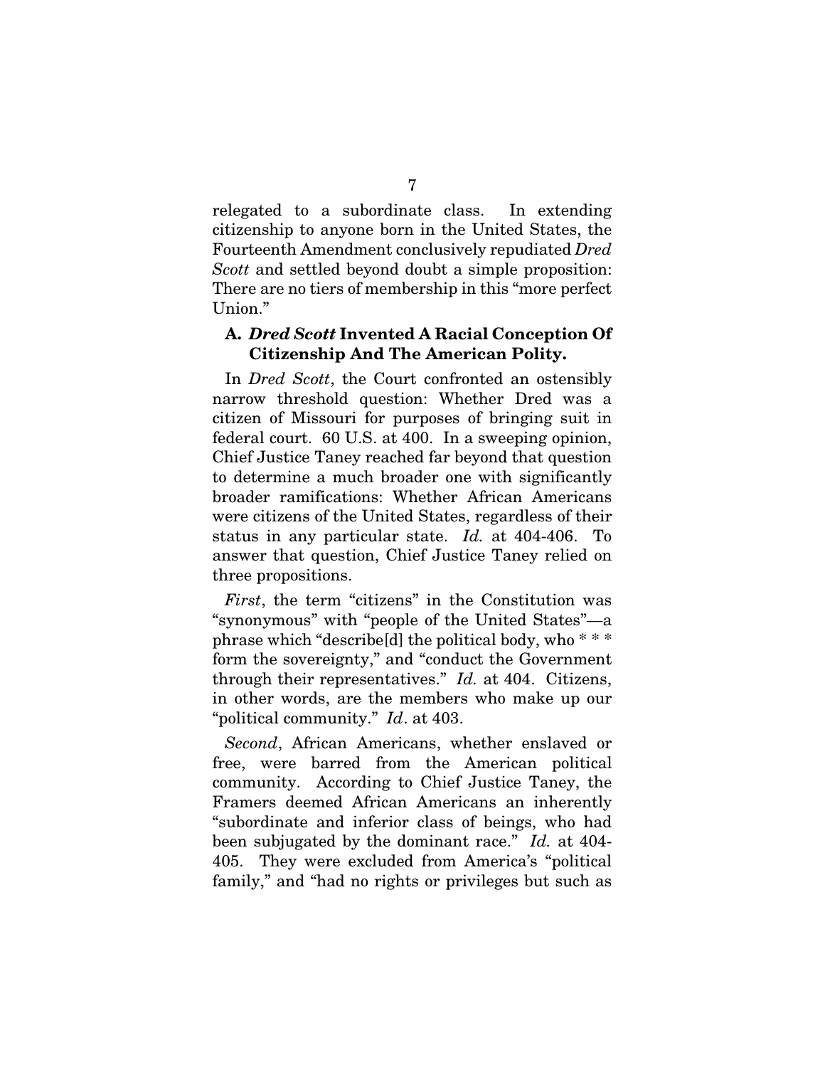relegated to a subordinate class. In extending citizenship to anyone born in the United States, the Fourteenth Amendment conclusively repudiated *Dred Scott* and settled beyond doubt a simple proposition: There are no tiers of membership in this "more perfect Union."

### A. *Dred Scott* Invented A Racial Conception Of Citizenship And The American Polity.

In *Dred Scott*, the Court confronted an ostensibly narrow threshold question: Whether Dred was a citizen of Missouri for purposes of bringing suit in federal court. 60 U.S. at 400. In a sweeping opinion, Chief Justice Taney reached far beyond that question to determine a much broader one with significantly broader ramifications: Whether African Americans were citizens of the United States, regardless of their status in any particular state. *Id.* at 404-406. To answer that question, Chief Justice Taney relied on three propositions.

*First*, the term "citizens" in the Constitution was "synonymous" with "people of the United States"—a phrase which "describe[d] the political body, who * * * form the sovereignty," and "conduct the Government through their representatives." *Id.* at 404. Citizens, in other words, are the members who make up our "political community." *Id*. at 403.

*Second*, African Americans, whether enslaved or free, were barred from the American political community. According to Chief Justice Taney, the Framers deemed African Americans an inherently "subordinate and inferior class of beings, who had been subjugated by the dominant race." *Id.* at 404-405. They were excluded from America's "political family," and "had no rights or privileges but such as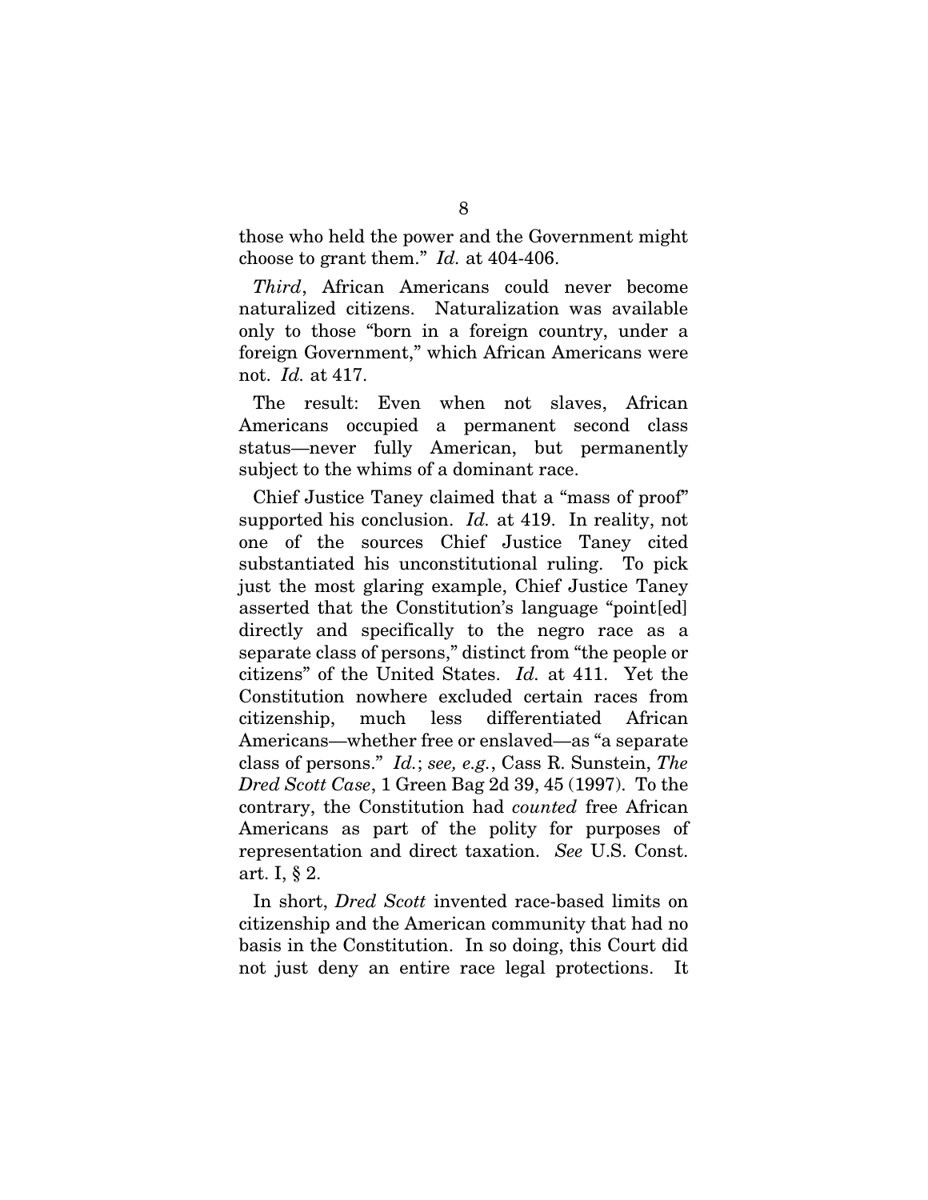those who held the power and the Government might choose to grant them." *Id.* at 404-406.

*Third*, African Americans could never become naturalized citizens. Naturalization was available only to those "born in a foreign country, under a foreign Government," which African Americans were not. *Id.* at 417.

The result: Even when not slaves, African Americans occupied a permanent second class status—never fully American, but permanently subject to the whims of a dominant race.

Chief Justice Taney claimed that a "mass of proof" supported his conclusion. *Id.* at 419. In reality, not one of the sources Chief Justice Taney cited substantiated his unconstitutional ruling. To pick just the most glaring example, Chief Justice Taney asserted that the Constitution's language "point[ed] directly and specifically to the negro race as a separate class of persons," distinct from "the people or citizens" of the United States. *Id.* at 411. Yet the Constitution nowhere excluded certain races from citizenship, much less differentiated African Americans—whether free or enslaved—as "a separate class of persons." *Id.*; *see, e.g.*, Cass R. Sunstein, *The Dred Scott Case*, 1 Green Bag 2d 39, 45 (1997). To the contrary, the Constitution had *counted* free African Americans as part of the polity for purposes of representation and direct taxation. *See* U.S. Const. art. I, § 2.

In short, *Dred Scott* invented race-based limits on citizenship and the American community that had no basis in the Constitution. In so doing, this Court did not just deny an entire race legal protections. It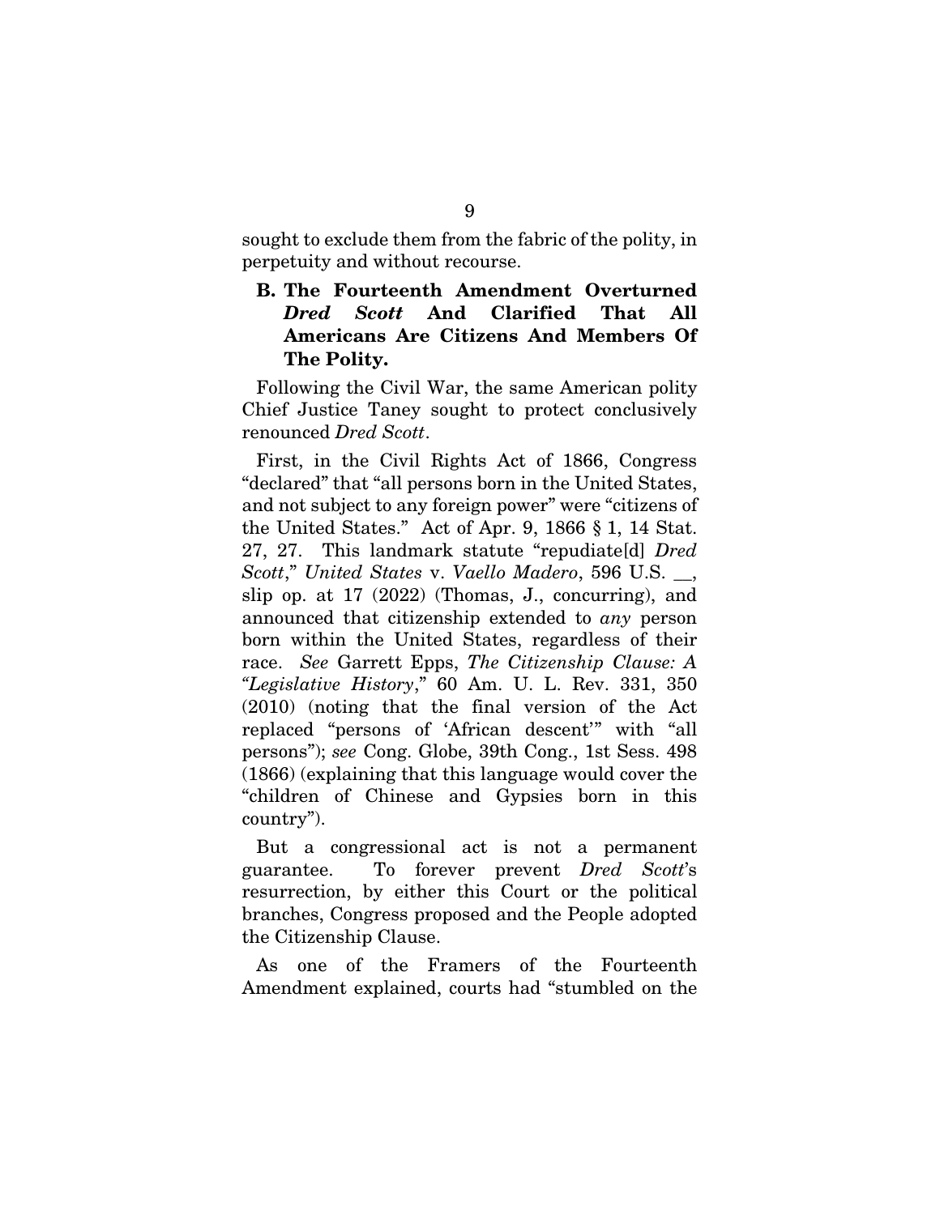sought to exclude them from the fabric of the polity, in perpetuity and without recourse.

### B. The Fourteenth Amendment Overturned *Dred Scott* And Clarified That All Americans Are Citizens And Members Of The Polity.

Following the Civil War, the same American polity Chief Justice Taney sought to protect conclusively renounced *Dred Scott*.

First, in the Civil Rights Act of 1866, Congress "declared" that "all persons born in the United States, and not subject to any foreign power" were "citizens of the United States." Act of Apr. 9, 1866 § 1, 14 Stat. 27, 27. This landmark statute "repudiate[d] *Dred Scott*," *United States* v. *Vaello Madero*, 596 U.S. __, slip op. at 17 (2022) (Thomas, J., concurring), and announced that citizenship extended to *any* person born within the United States, regardless of their race. *See* Garrett Epps, *The Citizenship Clause: A "Legislative History*," 60 Am. U. L. Rev. 331, 350 (2010) (noting that the final version of the Act replaced "persons of 'African descent'" with "all persons"); *see* Cong. Globe, 39th Cong., 1st Sess. 498 (1866) (explaining that this language would cover the "children of Chinese and Gypsies born in this country").

But a congressional act is not a permanent guarantee. To forever prevent *Dred Scott*'s resurrection, by either this Court or the political branches, Congress proposed and the People adopted the Citizenship Clause.

As one of the Framers of the Fourteenth Amendment explained, courts had "stumbled on the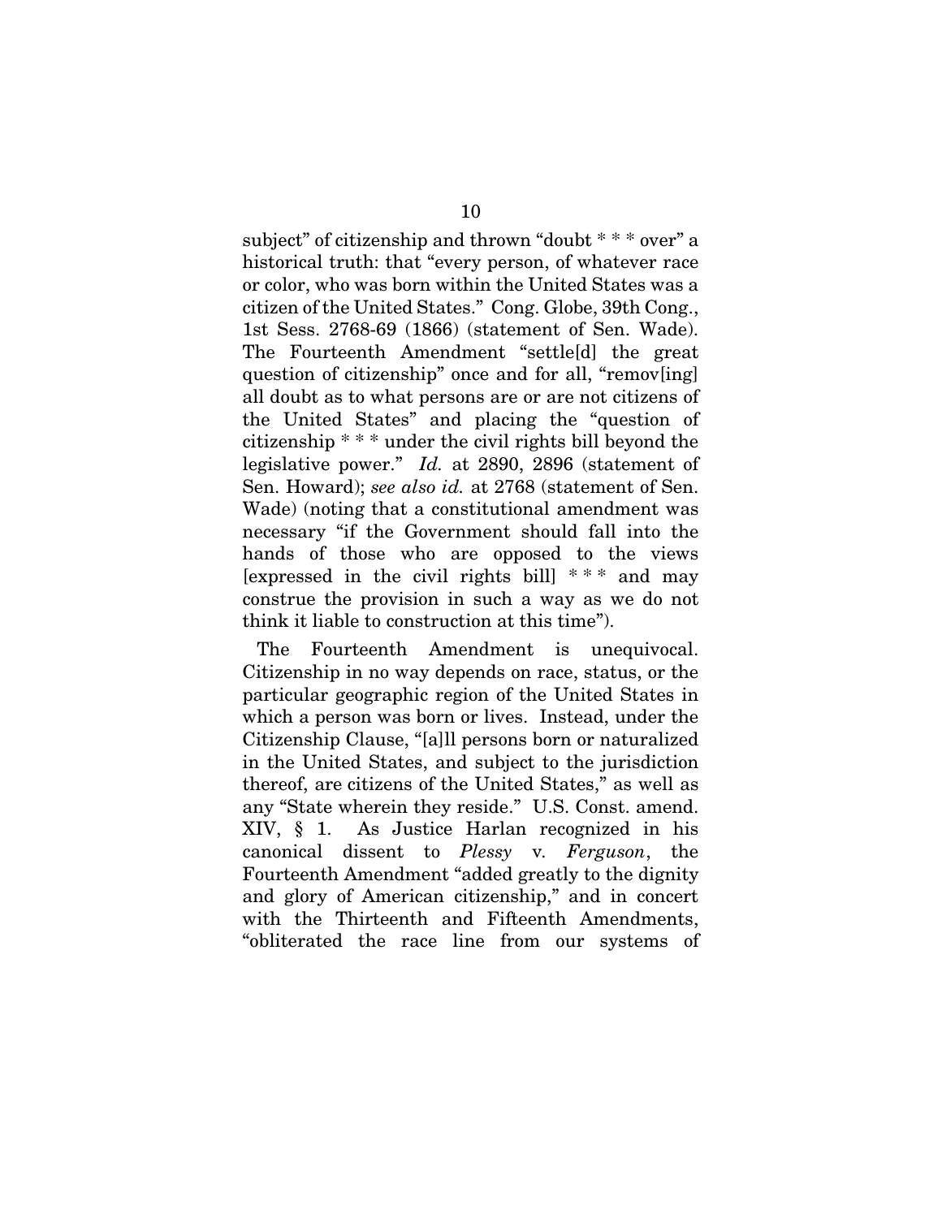subject" of citizenship and thrown "doubt * * * over" a historical truth: that "every person, of whatever race or color, who was born within the United States was a citizen of the United States." Cong. Globe, 39th Cong., 1st Sess. 2768-69 (1866) (statement of Sen. Wade). The Fourteenth Amendment "settle[d] the great question of citizenship" once and for all, "remov[ing] all doubt as to what persons are or are not citizens of the United States" and placing the "question of citizenship * * * under the civil rights bill beyond the legislative power." *Id.* at 2890, 2896 (statement of Sen. Howard); *see also id.* at 2768 (statement of Sen. Wade) (noting that a constitutional amendment was necessary "if the Government should fall into the hands of those who are opposed to the views [expressed in the civil rights bill] * * * and may construe the provision in such a way as we do not think it liable to construction at this time").

The Fourteenth Amendment is unequivocal. Citizenship in no way depends on race, status, or the particular geographic region of the United States in which a person was born or lives. Instead, under the Citizenship Clause, "[a]ll persons born or naturalized in the United States, and subject to the jurisdiction thereof, are citizens of the United States," as well as any "State wherein they reside." U.S. Const. amend. XIV, § 1. As Justice Harlan recognized in his canonical dissent to *Plessy* v. *Ferguson*, the Fourteenth Amendment "added greatly to the dignity and glory of American citizenship," and in concert with the Thirteenth and Fifteenth Amendments, "obliterated the race line from our systems of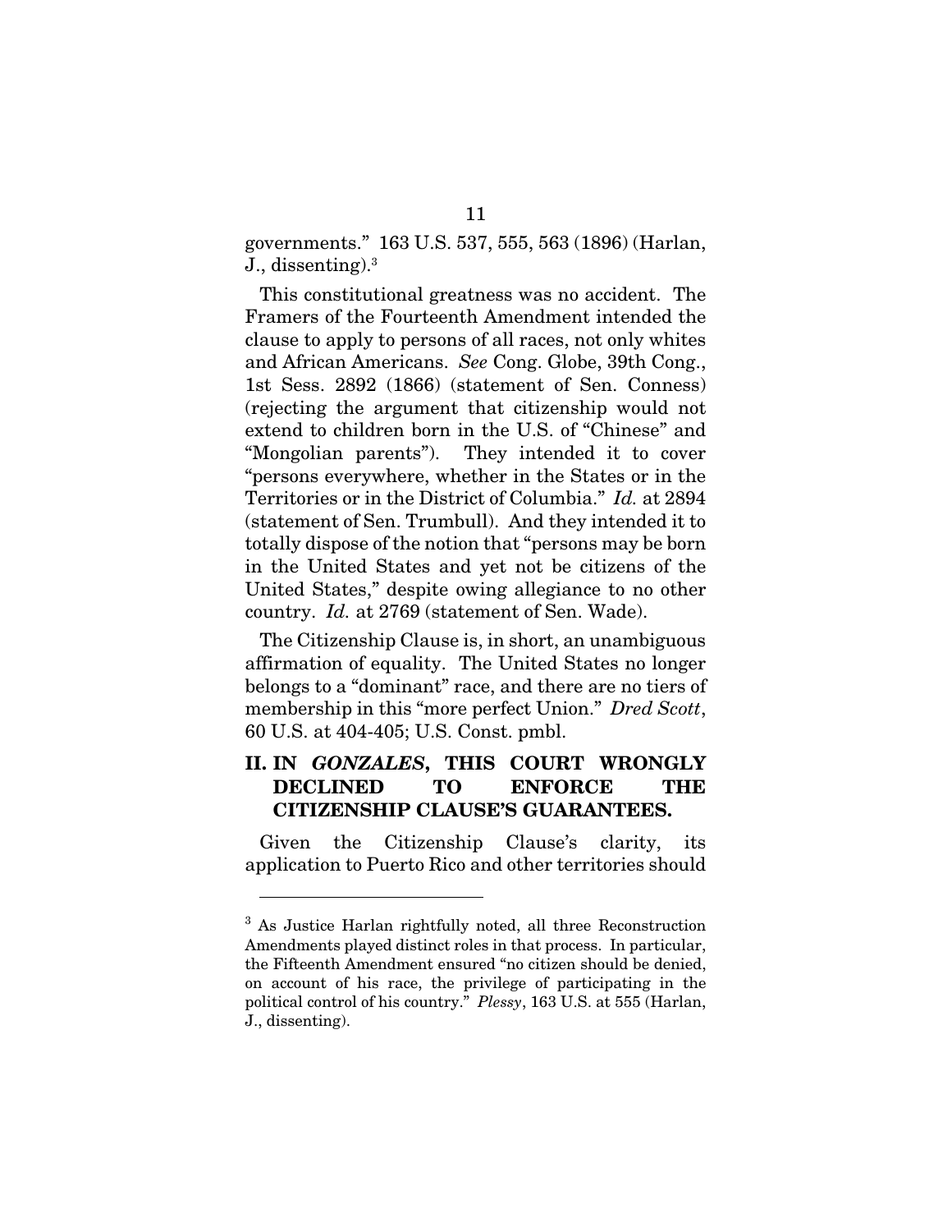governments." 163 U.S. 537, 555, 563 (1896) (Harlan, J., dissenting).[3]

This constitutional greatness was no accident. The Framers of the Fourteenth Amendment intended the clause to apply to persons of all races, not only whites and African Americans. *See* Cong. Globe, 39th Cong., 1st Sess. 2892 (1866) (statement of Sen. Conness) (rejecting the argument that citizenship would not extend to children born in the U.S. of "Chinese" and "Mongolian parents"). They intended it to cover "persons everywhere, whether in the States or in the Territories or in the District of Columbia." *Id.* at 2894 (statement of Sen. Trumbull). And they intended it to totally dispose of the notion that "persons may be born in the United States and yet not be citizens of the United States," despite owing allegiance to no other country. *Id.* at 2769 (statement of Sen. Wade).

The Citizenship Clause is, in short, an unambiguous affirmation of equality. The United States no longer belongs to a "dominant" race, and there are no tiers of membership in this "more perfect Union." *Dred Scott*, 60 U.S. at 404-405; U.S. Const. pmbl.

## II. IN *GONZALES*, THIS COURT WRONGLY DECLINED TO ENFORCE THE CITIZENSHIP CLAUSE'S GUARANTEES.

Given the Citizenship Clause's clarity, its application to Puerto Rico and other territories should

---

[3] As Justice Harlan rightfully noted, all three Reconstruction Amendments played distinct roles in that process. In particular, the Fifteenth Amendment ensured "no citizen should be denied, on account of his race, the privilege of participating in the political control of his country." *Plessy*, 163 U.S. at 555 (Harlan, J., dissenting).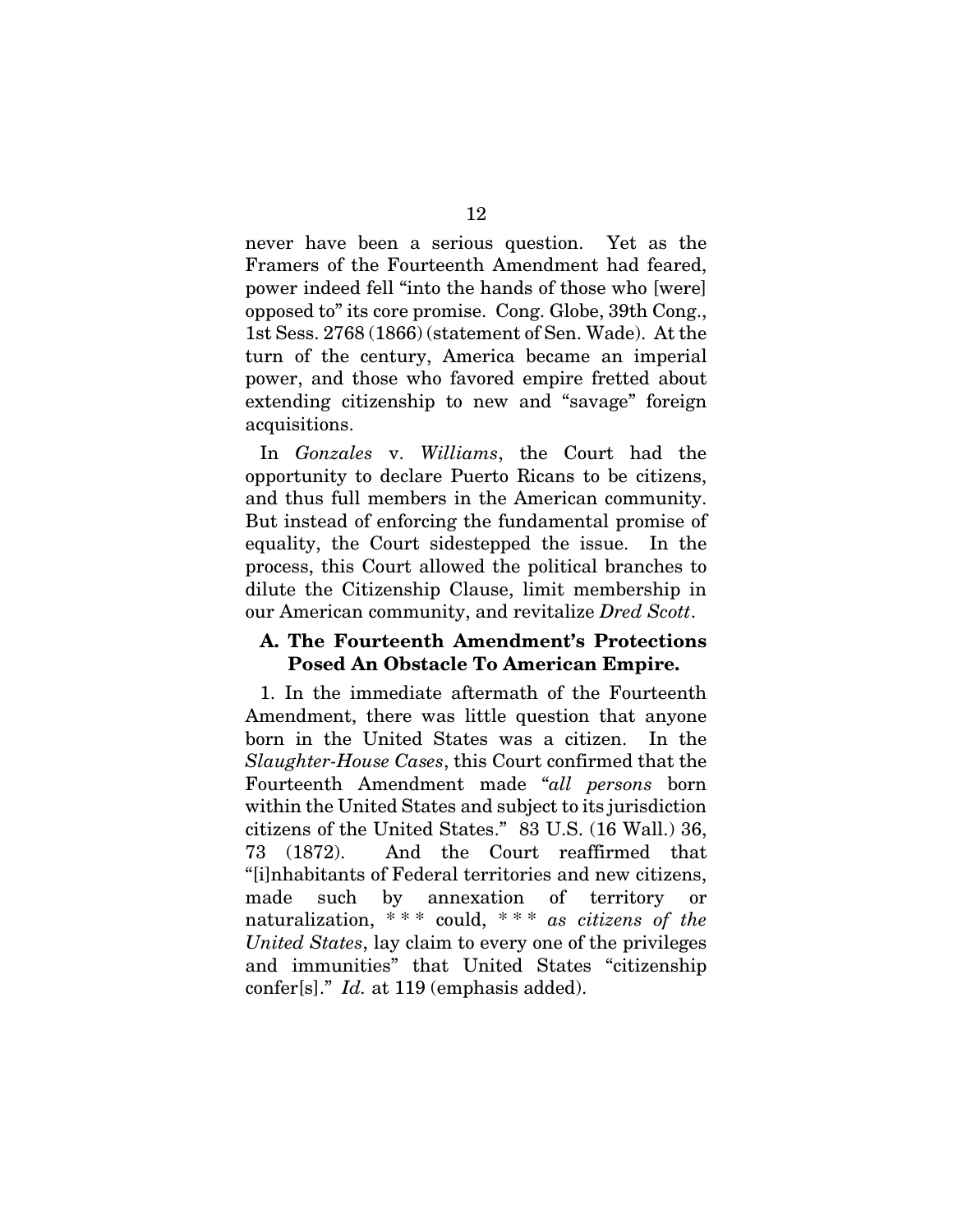never have been a serious question. Yet as the Framers of the Fourteenth Amendment had feared, power indeed fell "into the hands of those who [were] opposed to" its core promise. Cong. Globe, 39th Cong., 1st Sess. 2768 (1866) (statement of Sen. Wade). At the turn of the century, America became an imperial power, and those who favored empire fretted about extending citizenship to new and "savage" foreign acquisitions.

In *Gonzales* v. *Williams*, the Court had the opportunity to declare Puerto Ricans to be citizens, and thus full members in the American community. But instead of enforcing the fundamental promise of equality, the Court sidestepped the issue. In the process, this Court allowed the political branches to dilute the Citizenship Clause, limit membership in our American community, and revitalize *Dred Scott*.

### A. The Fourteenth Amendment's Protections Posed An Obstacle To American Empire.

1. In the immediate aftermath of the Fourteenth Amendment, there was little question that anyone born in the United States was a citizen. In the *Slaughter-House Cases*, this Court confirmed that the Fourteenth Amendment made "*all persons* born within the United States and subject to its jurisdiction citizens of the United States." 83 U.S. (16 Wall.) 36, 73 (1872). And the Court reaffirmed that "[i]nhabitants of Federal territories and new citizens, made such by annexation of territory or naturalization, * * * could, * * * *as citizens of the United States*, lay claim to every one of the privileges and immunities" that United States "citizenship confer[s]." *Id.* at 119 (emphasis added).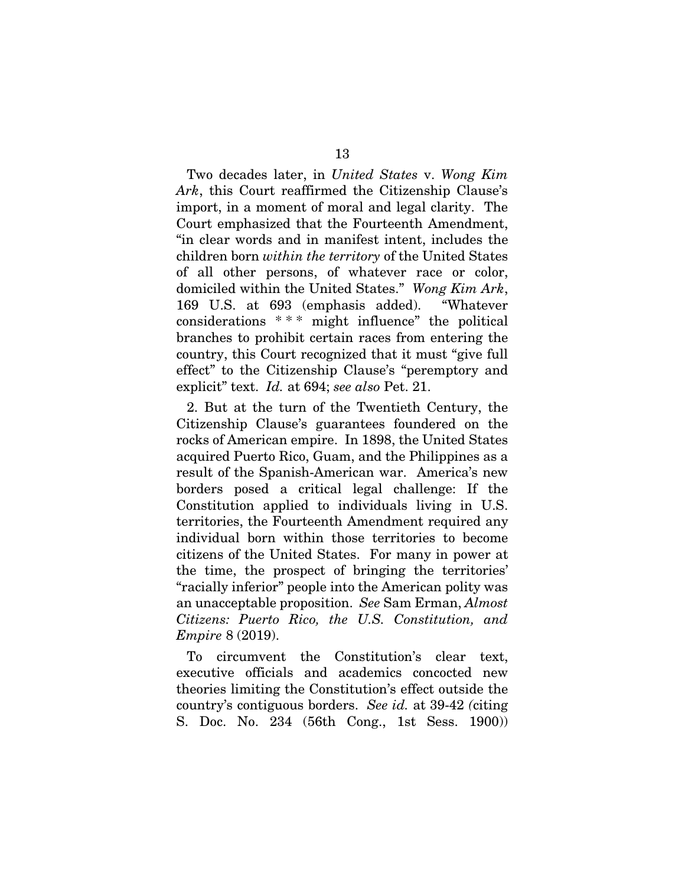Two decades later, in *United States* v. *Wong Kim Ark*, this Court reaffirmed the Citizenship Clause's import, in a moment of moral and legal clarity. The Court emphasized that the Fourteenth Amendment, "in clear words and in manifest intent, includes the children born *within the territory* of the United States of all other persons, of whatever race or color, domiciled within the United States." *Wong Kim Ark*, 169 U.S. at 693 (emphasis added). "Whatever considerations * * * might influence" the political branches to prohibit certain races from entering the country, this Court recognized that it must "give full effect" to the Citizenship Clause's "peremptory and explicit" text. *Id.* at 694; *see also* Pet. 21.

2. But at the turn of the Twentieth Century, the Citizenship Clause's guarantees foundered on the rocks of American empire. In 1898, the United States acquired Puerto Rico, Guam, and the Philippines as a result of the Spanish-American war. America's new borders posed a critical legal challenge: If the Constitution applied to individuals living in U.S. territories, the Fourteenth Amendment required any individual born within those territories to become citizens of the United States. For many in power at the time, the prospect of bringing the territories' "racially inferior" people into the American polity was an unacceptable proposition. *See* Sam Erman, *Almost Citizens: Puerto Rico, the U.S. Constitution, and Empire* 8 (2019).

To circumvent the Constitution's clear text, executive officials and academics concocted new theories limiting the Constitution's effect outside the country's contiguous borders. *See id.* at 39-42 (citing S. Doc. No. 234 (56th Cong., 1st Sess. 1900))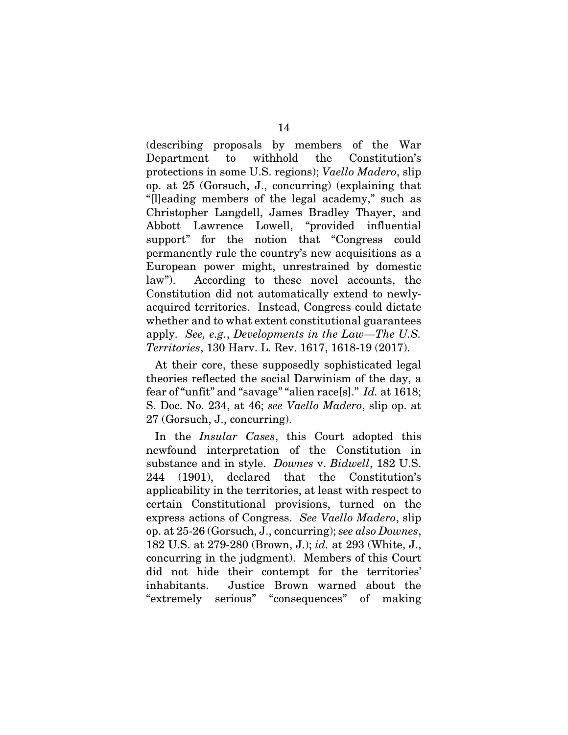(describing proposals by members of the War Department to withhold the Constitution's protections in some U.S. regions); *Vaello Madero*, slip op. at 25 (Gorsuch, J., concurring) (explaining that "[l]eading members of the legal academy," such as Christopher Langdell, James Bradley Thayer, and Abbott Lawrence Lowell, "provided influential support" for the notion that "Congress could permanently rule the country's new acquisitions as a European power might, unrestrained by domestic law"). According to these novel accounts, the Constitution did not automatically extend to newly-acquired territories. Instead, Congress could dictate whether and to what extent constitutional guarantees apply. *See, e.g.*, *Developments in the Law—The U.S. Territories*, 130 Harv. L. Rev. 1617, 1618-19 (2017).

At their core, these supposedly sophisticated legal theories reflected the social Darwinism of the day, a fear of "unfit" and "savage" "alien race[s]." *Id.* at 1618; S. Doc. No. 234, at 46; *see Vaello Madero*, slip op. at 27 (Gorsuch, J., concurring).

In the *Insular Cases*, this Court adopted this newfound interpretation of the Constitution in substance and in style. *Downes* v. *Bidwell*, 182 U.S. 244 (1901), declared that the Constitution's applicability in the territories, at least with respect to certain Constitutional provisions, turned on the express actions of Congress. *See Vaello Madero*, slip op. at 25-26 (Gorsuch, J., concurring); *see also Downes*, 182 U.S. at 279-280 (Brown, J.); *id.* at 293 (White, J., concurring in the judgment). Members of this Court did not hide their contempt for the territories' inhabitants. Justice Brown warned about the "extremely serious" "consequences" of making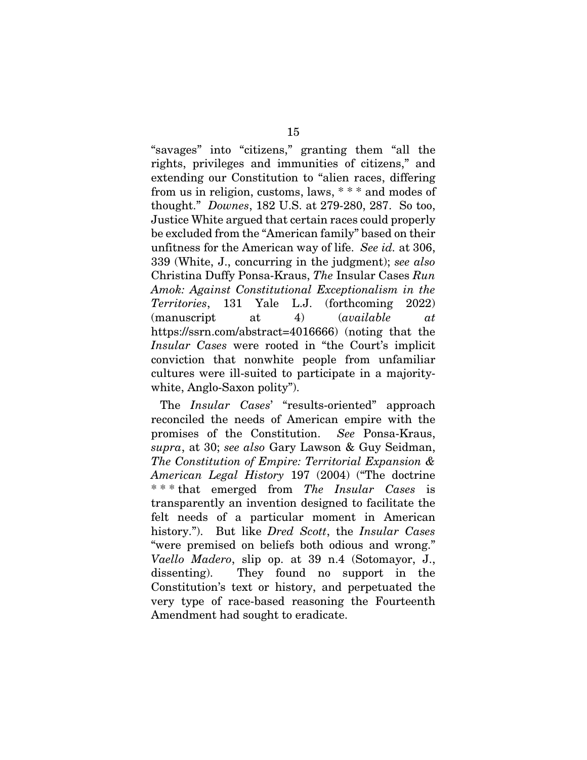"savages" into "citizens," granting them "all the rights, privileges and immunities of citizens," and extending our Constitution to "alien races, differing from us in religion, customs, laws, * * * and modes of thought." *Downes*, 182 U.S. at 279-280, 287. So too, Justice White argued that certain races could properly be excluded from the "American family" based on their unfitness for the American way of life. *See id.* at 306, 339 (White, J., concurring in the judgment); *see also* Christina Duffy Ponsa-Kraus, *The* Insular Cases *Run Amok: Against Constitutional Exceptionalism in the Territories*, 131 Yale L.J. (forthcoming 2022) (manuscript at 4) (*available at* https://ssrn.com/abstract=4016666) (noting that the *Insular Cases* were rooted in "the Court's implicit conviction that nonwhite people from unfamiliar cultures were ill-suited to participate in a majority-white, Anglo-Saxon polity").

The *Insular Cases*' "results-oriented" approach reconciled the needs of American empire with the promises of the Constitution. *See* Ponsa-Kraus, *supra*, at 30; *see also* Gary Lawson & Guy Seidman, *The Constitution of Empire: Territorial Expansion & American Legal History* 197 (2004) ("The doctrine * * * that emerged from *The Insular Cases* is transparently an invention designed to facilitate the felt needs of a particular moment in American history."). But like *Dred Scott*, the *Insular Cases* "were premised on beliefs both odious and wrong." *Vaello Madero*, slip op. at 39 n.4 (Sotomayor, J., dissenting). They found no support in the Constitution's text or history, and perpetuated the very type of race-based reasoning the Fourteenth Amendment had sought to eradicate.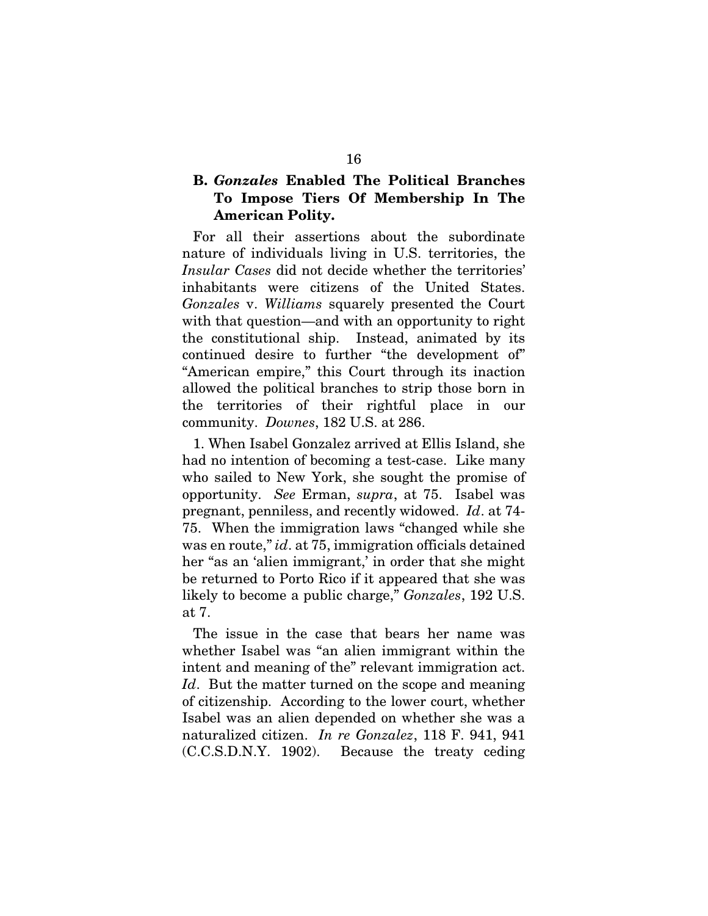### B. *Gonzales* Enabled The Political Branches To Impose Tiers Of Membership In The American Polity.

For all their assertions about the subordinate nature of individuals living in U.S. territories, the *Insular Cases* did not decide whether the territories' inhabitants were citizens of the United States. *Gonzales* v. *Williams* squarely presented the Court with that question—and with an opportunity to right the constitutional ship. Instead, animated by its continued desire to further "the development of" "American empire," this Court through its inaction allowed the political branches to strip those born in the territories of their rightful place in our community. *Downes*, 182 U.S. at 286.

1. When Isabel Gonzalez arrived at Ellis Island, she had no intention of becoming a test-case. Like many who sailed to New York, she sought the promise of opportunity. *See* Erman, *supra*, at 75. Isabel was pregnant, penniless, and recently widowed. *Id*. at 74-75. When the immigration laws "changed while she was en route," *id*. at 75, immigration officials detained her "as an 'alien immigrant,' in order that she might be returned to Porto Rico if it appeared that she was likely to become a public charge," *Gonzales*, 192 U.S. at 7.

The issue in the case that bears her name was whether Isabel was "an alien immigrant within the intent and meaning of the" relevant immigration act. *Id*. But the matter turned on the scope and meaning of citizenship. According to the lower court, whether Isabel was an alien depended on whether she was a naturalized citizen. *In re Gonzalez*, 118 F. 941, 941 (C.C.S.D.N.Y. 1902). Because the treaty ceding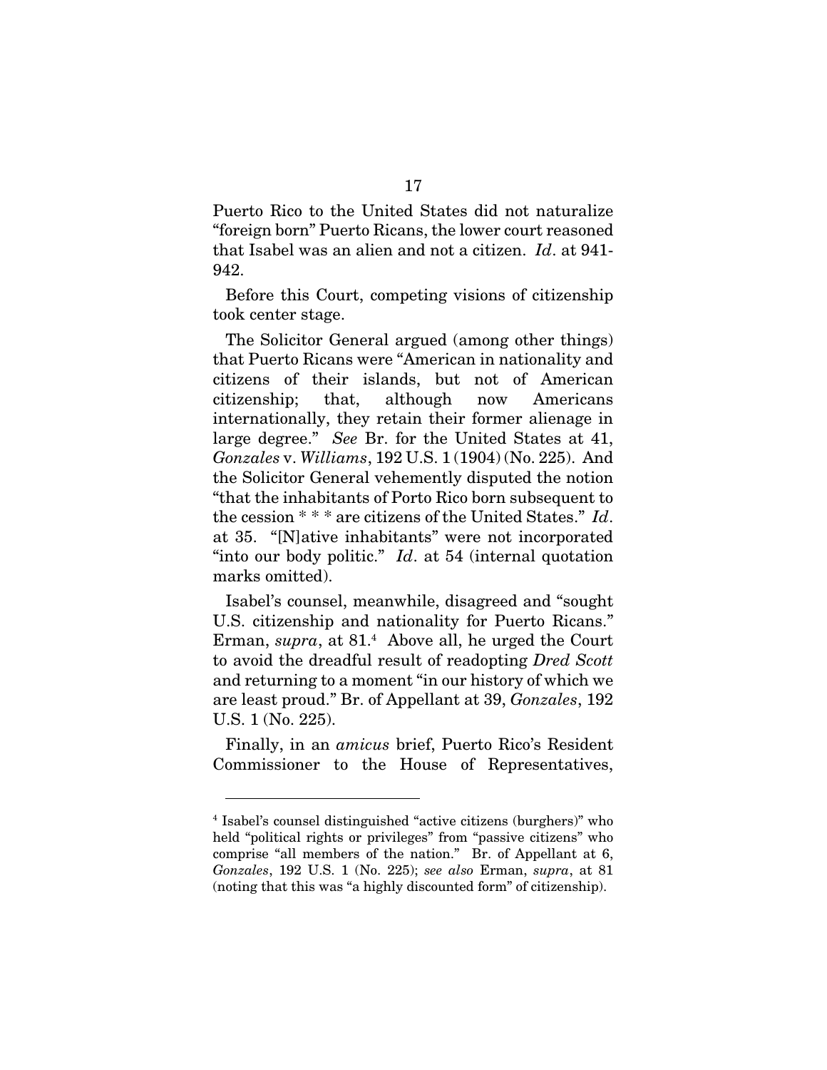Puerto Rico to the United States did not naturalize "foreign born" Puerto Ricans, the lower court reasoned that Isabel was an alien and not a citizen. *Id*. at 941-942.

Before this Court, competing visions of citizenship took center stage.

The Solicitor General argued (among other things) that Puerto Ricans were "American in nationality and citizens of their islands, but not of American citizenship; that, although now Americans internationally, they retain their former alienage in large degree." *See* Br. for the United States at 41, *Gonzales* v. *Williams*, 192 U.S. 1 (1904) (No. 225). And the Solicitor General vehemently disputed the notion "that the inhabitants of Porto Rico born subsequent to the cession * * * are citizens of the United States." *Id*. at 35. "[N]ative inhabitants" were not incorporated "into our body politic." *Id*. at 54 (internal quotation marks omitted).

Isabel's counsel, meanwhile, disagreed and "sought U.S. citizenship and nationality for Puerto Ricans." Erman, *supra*, at 81.[4] Above all, he urged the Court to avoid the dreadful result of readopting *Dred Scott* and returning to a moment "in our history of which we are least proud." Br. of Appellant at 39, *Gonzales*, 192 U.S. 1 (No. 225).

Finally, in an *amicus* brief, Puerto Rico's Resident Commissioner to the House of Representatives,

---

[4] Isabel's counsel distinguished "active citizens (burghers)" who held "political rights or privileges" from "passive citizens" who comprise "all members of the nation." Br. of Appellant at 6, *Gonzales*, 192 U.S. 1 (No. 225); *see also* Erman, *supra*, at 81 (noting that this was "a highly discounted form" of citizenship).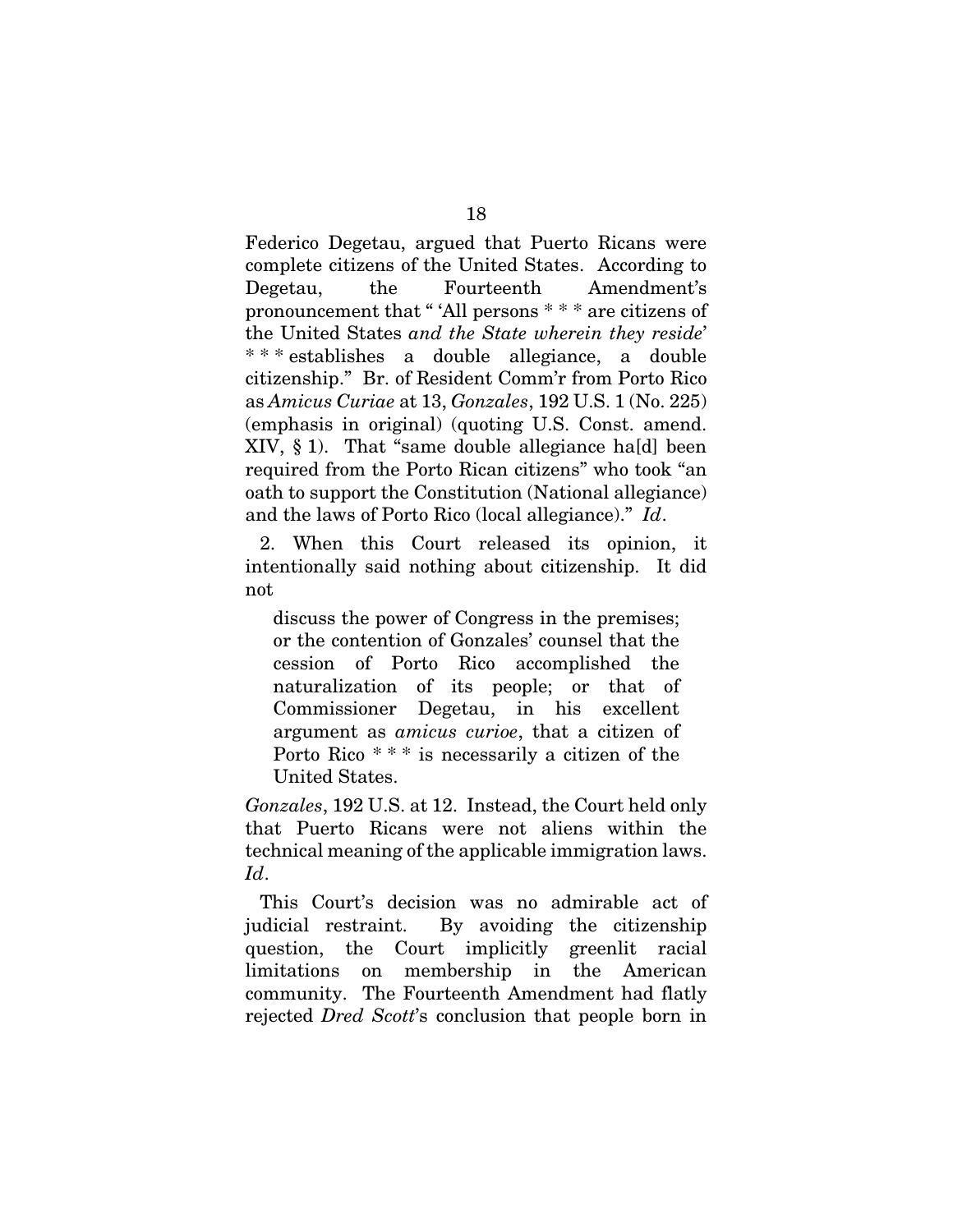Federico Degetau, argued that Puerto Ricans were complete citizens of the United States. According to Degetau, the Fourteenth Amendment's pronouncement that " 'All persons * * * are citizens of the United States *and the State wherein they reside*' * * * establishes a double allegiance, a double citizenship." Br. of Resident Comm'r from Porto Rico as *Amicus Curiae* at 13, *Gonzales*, 192 U.S. 1 (No. 225) (emphasis in original) (quoting U.S. Const. amend. XIV, § 1). That "same double allegiance ha[d] been required from the Porto Rican citizens" who took "an oath to support the Constitution (National allegiance) and the laws of Porto Rico (local allegiance)." *Id*.

2. When this Court released its opinion, it intentionally said nothing about citizenship. It did not

> discuss the power of Congress in the premises; or the contention of Gonzales' counsel that the cession of Porto Rico accomplished the naturalization of its people; or that of Commissioner Degetau, in his excellent argument as *amicus curioe*, that a citizen of Porto Rico * * * is necessarily a citizen of the United States.

*Gonzales*, 192 U.S. at 12. Instead, the Court held only that Puerto Ricans were not aliens within the technical meaning of the applicable immigration laws. *Id*.

This Court's decision was no admirable act of judicial restraint. By avoiding the citizenship question, the Court implicitly greenlit racial limitations on membership in the American community. The Fourteenth Amendment had flatly rejected *Dred Scott*'s conclusion that people born in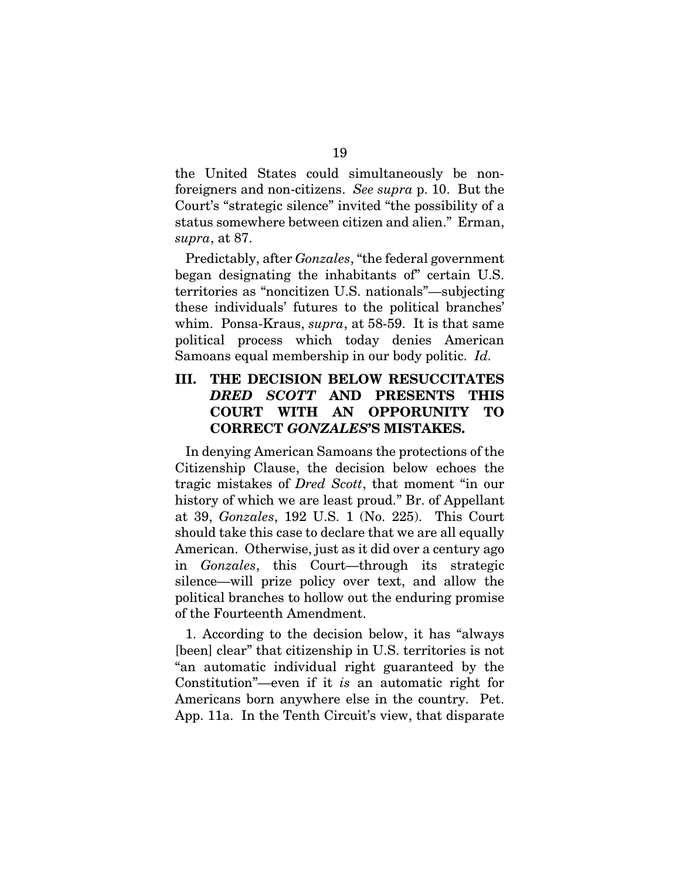the United States could simultaneously be non-foreigners and non-citizens. *See supra* p. 10. But the Court's "strategic silence" invited "the possibility of a status somewhere between citizen and alien." Erman, *supra*, at 87.

Predictably, after *Gonzales*, "the federal government began designating the inhabitants of" certain U.S. territories as "noncitizen U.S. nationals"—subjecting these individuals' futures to the political branches' whim. Ponsa-Kraus, *supra*, at 58-59. It is that same political process which today denies American Samoans equal membership in our body politic. *Id.*

### III. THE DECISION BELOW RESUCCITATES *DRED SCOTT* AND PRESENTS THIS COURT WITH AN OPPORUNITY TO CORRECT *GONZALES*'S MISTAKES.

In denying American Samoans the protections of the Citizenship Clause, the decision below echoes the tragic mistakes of *Dred Scott*, that moment "in our history of which we are least proud." Br. of Appellant at 39, *Gonzales*, 192 U.S. 1 (No. 225). This Court should take this case to declare that we are all equally American. Otherwise, just as it did over a century ago in *Gonzales*, this Court—through its strategic silence—will prize policy over text, and allow the political branches to hollow out the enduring promise of the Fourteenth Amendment.

1. According to the decision below, it has "always [been] clear" that citizenship in U.S. territories is not "an automatic individual right guaranteed by the Constitution"—even if it *is* an automatic right for Americans born anywhere else in the country. Pet. App. 11a. In the Tenth Circuit's view, that disparate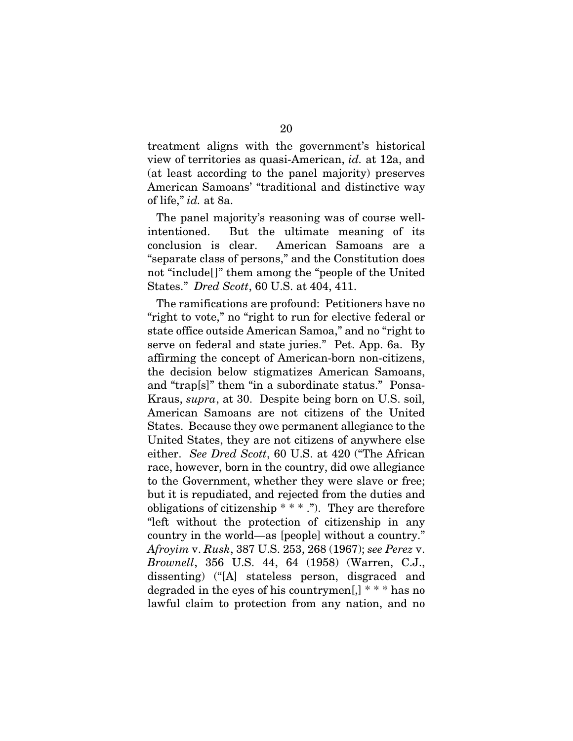treatment aligns with the government's historical view of territories as quasi-American, *id.* at 12a, and (at least according to the panel majority) preserves American Samoans' "traditional and distinctive way of life," *id.* at 8a.

The panel majority's reasoning was of course well-intentioned. But the ultimate meaning of its conclusion is clear. American Samoans are a "separate class of persons," and the Constitution does not "include[]" them among the "people of the United States." *Dred Scott*, 60 U.S. at 404, 411.

The ramifications are profound: Petitioners have no "right to vote," no "right to run for elective federal or state office outside American Samoa," and no "right to serve on federal and state juries." Pet. App. 6a. By affirming the concept of American-born non-citizens, the decision below stigmatizes American Samoans, and "trap[s]" them "in a subordinate status." Ponsa-Kraus, *supra*, at 30. Despite being born on U.S. soil, American Samoans are not citizens of the United States. Because they owe permanent allegiance to the United States, they are not citizens of anywhere else either. *See Dred Scott*, 60 U.S. at 420 ("The African race, however, born in the country, did owe allegiance to the Government, whether they were slave or free; but it is repudiated, and rejected from the duties and obligations of citizenship * * * ."). They are therefore "left without the protection of citizenship in any country in the world—as [people] without a country." *Afroyim* v. *Rusk*, 387 U.S. 253, 268 (1967); *see Perez* v. *Brownell*, 356 U.S. 44, 64 (1958) (Warren, C.J., dissenting) ("[A] stateless person, disgraced and degraded in the eyes of his countrymen[,] * * * has no lawful claim to protection from any nation, and no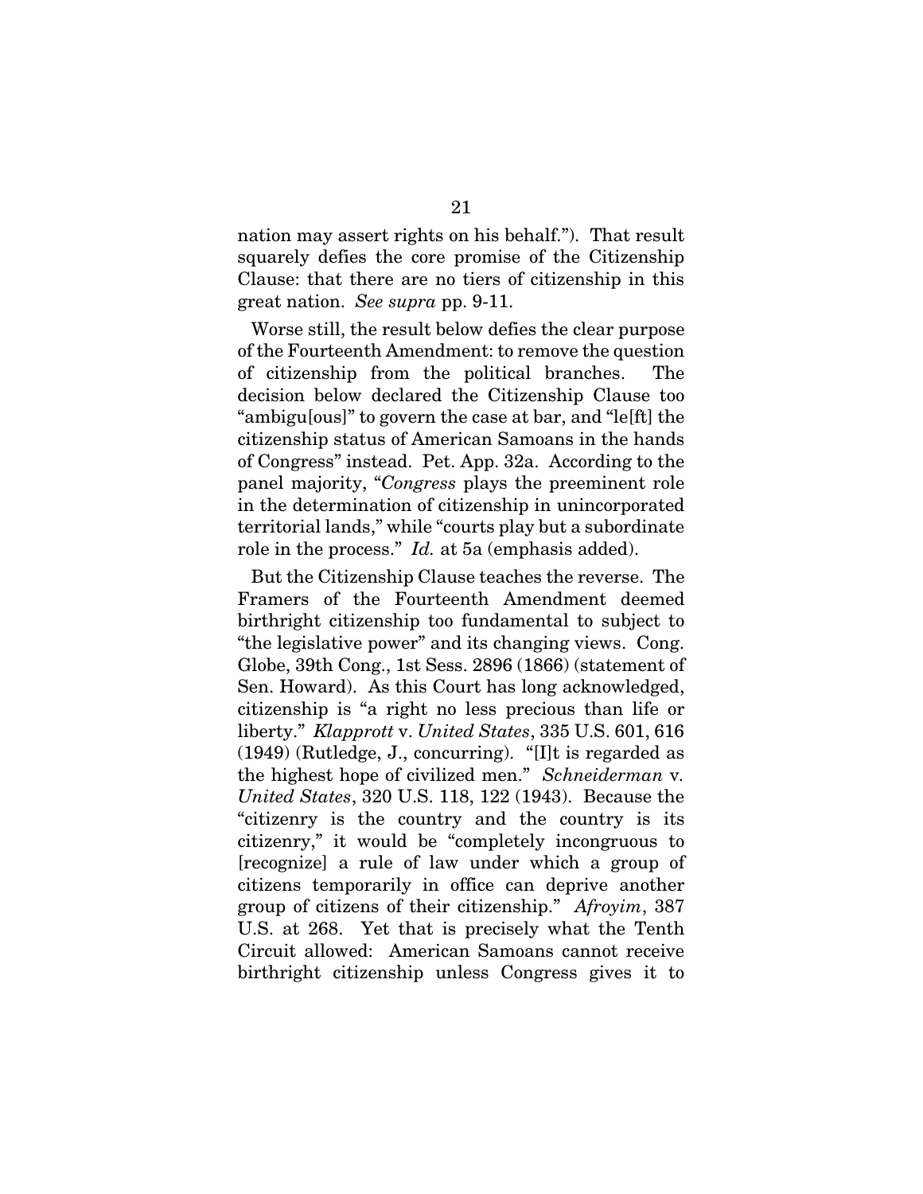nation may assert rights on his behalf."). That result squarely defies the core promise of the Citizenship Clause: that there are no tiers of citizenship in this great nation. *See supra* pp. 9-11.

Worse still, the result below defies the clear purpose of the Fourteenth Amendment: to remove the question of citizenship from the political branches. The decision below declared the Citizenship Clause too "ambigu[ous]" to govern the case at bar, and "le[ft] the citizenship status of American Samoans in the hands of Congress" instead. Pet. App. 32a. According to the panel majority, "*Congress* plays the preeminent role in the determination of citizenship in unincorporated territorial lands," while "courts play but a subordinate role in the process." *Id.* at 5a (emphasis added).

But the Citizenship Clause teaches the reverse. The Framers of the Fourteenth Amendment deemed birthright citizenship too fundamental to subject to "the legislative power" and its changing views. Cong. Globe, 39th Cong., 1st Sess. 2896 (1866) (statement of Sen. Howard). As this Court has long acknowledged, citizenship is "a right no less precious than life or liberty." *Klapprott* v. *United States*, 335 U.S. 601, 616 (1949) (Rutledge, J., concurring). "[I]t is regarded as the highest hope of civilized men." *Schneiderman* v. *United States*, 320 U.S. 118, 122 (1943). Because the "citizenry is the country and the country is its citizenry," it would be "completely incongruous to [recognize] a rule of law under which a group of citizens temporarily in office can deprive another group of citizens of their citizenship." *Afroyim*, 387 U.S. at 268. Yet that is precisely what the Tenth Circuit allowed: American Samoans cannot receive birthright citizenship unless Congress gives it to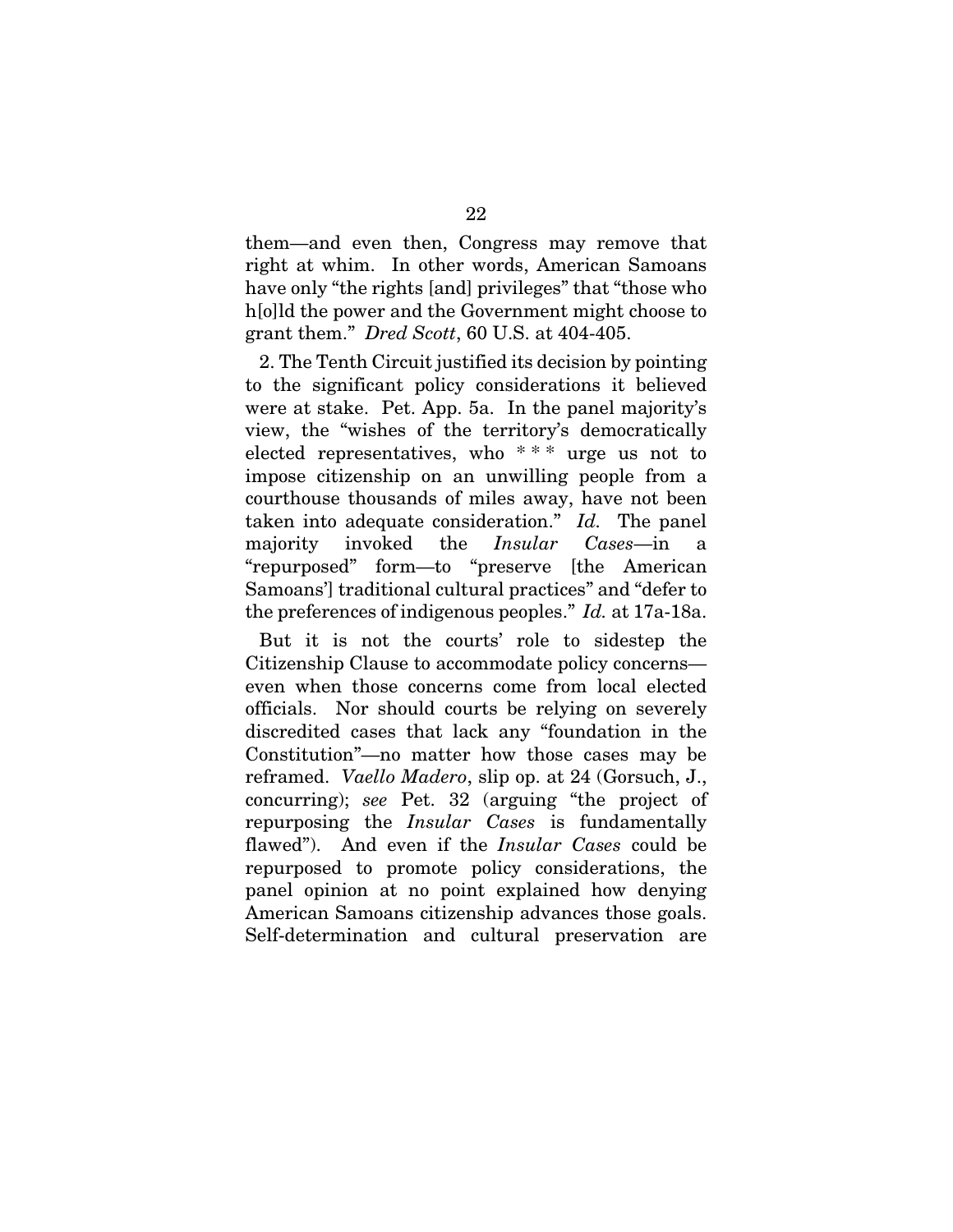them—and even then, Congress may remove that right at whim. In other words, American Samoans have only "the rights [and] privileges" that "those who h[o]ld the power and the Government might choose to grant them." *Dred Scott*, 60 U.S. at 404-405.

2. The Tenth Circuit justified its decision by pointing to the significant policy considerations it believed were at stake. Pet. App. 5a. In the panel majority's view, the "wishes of the territory's democratically elected representatives, who * * * urge us not to impose citizenship on an unwilling people from a courthouse thousands of miles away, have not been taken into adequate consideration." *Id.* The panel majority invoked the *Insular Cases*—in a "repurposed" form—to "preserve [the American Samoans'] traditional cultural practices" and "defer to the preferences of indigenous peoples." *Id.* at 17a-18a.

But it is not the courts' role to sidestep the Citizenship Clause to accommodate policy concerns—even when those concerns come from local elected officials. Nor should courts be relying on severely discredited cases that lack any "foundation in the Constitution"—no matter how those cases may be reframed. *Vaello Madero*, slip op. at 24 (Gorsuch, J., concurring); *see* Pet. 32 (arguing "the project of repurposing the *Insular Cases* is fundamentally flawed"). And even if the *Insular Cases* could be repurposed to promote policy considerations, the panel opinion at no point explained how denying American Samoans citizenship advances those goals. Self-determination and cultural preservation are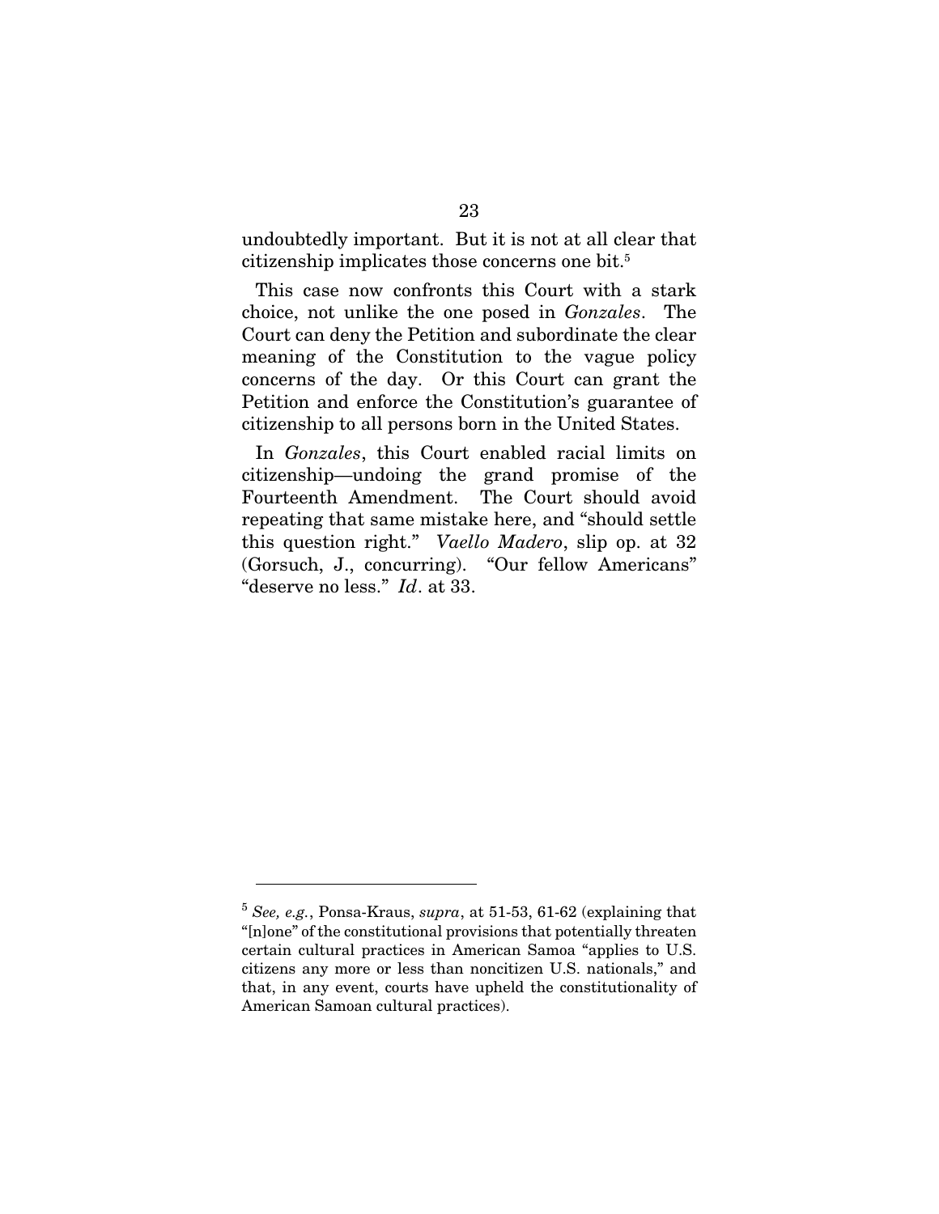undoubtedly important. But it is not at all clear that citizenship implicates those concerns one bit.[5]

This case now confronts this Court with a stark choice, not unlike the one posed in *Gonzales*. The Court can deny the Petition and subordinate the clear meaning of the Constitution to the vague policy concerns of the day. Or this Court can grant the Petition and enforce the Constitution's guarantee of citizenship to all persons born in the United States.

In *Gonzales*, this Court enabled racial limits on citizenship—undoing the grand promise of the Fourteenth Amendment. The Court should avoid repeating that same mistake here, and "should settle this question right." *Vaello Madero*, slip op. at 32 (Gorsuch, J., concurring). "Our fellow Americans" "deserve no less." *Id*. at 33.

---

[5] *See, e.g.*, Ponsa-Kraus, *supra*, at 51-53, 61-62 (explaining that "[n]one" of the constitutional provisions that potentially threaten certain cultural practices in American Samoa "applies to U.S. citizens any more or less than noncitizen U.S. nationals," and that, in any event, courts have upheld the constitutionality of American Samoan cultural practices).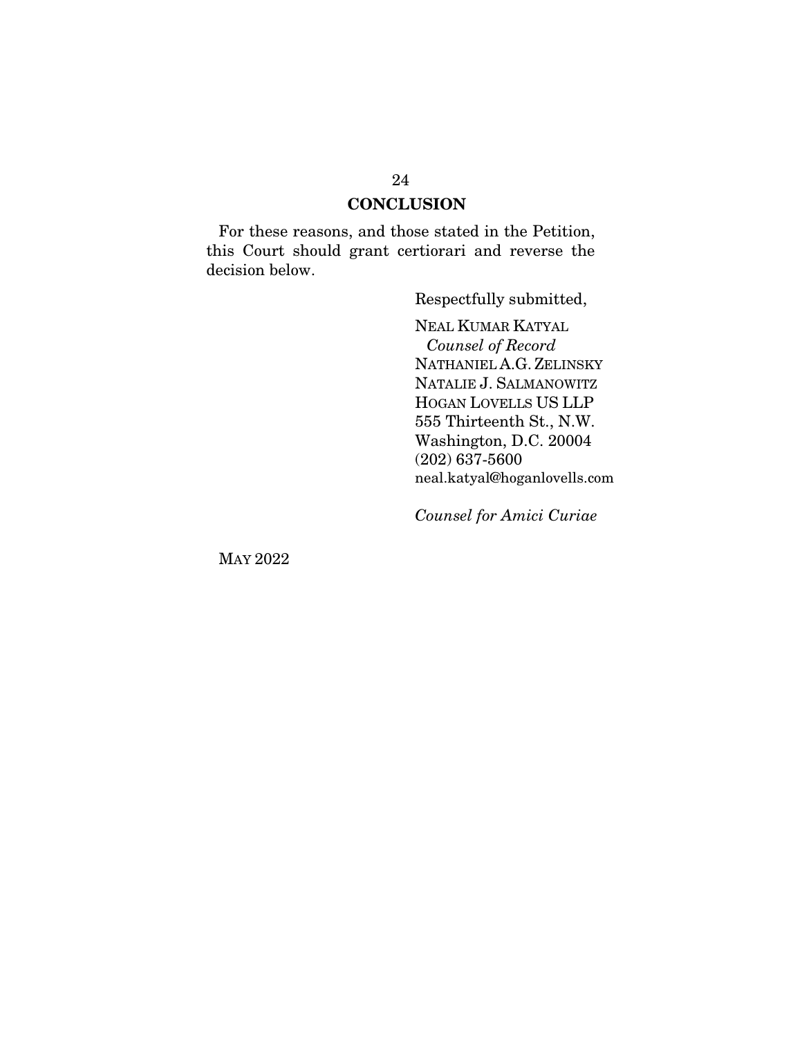## CONCLUSION

For these reasons, and those stated in the Petition, this Court should grant certiorari and reverse the decision below.

Respectfully submitted,

NEAL KUMAR KATYAL
*Counsel of Record*
NATHANIEL A.G. ZELINSKY
NATALIE J. SALMANOWITZ
HOGAN LOVELLS US LLP
555 Thirteenth St., N.W.
Washington, D.C. 20004
(202) 637-5600
neal.katyal@hoganlovells.com

*Counsel for Amici Curiae*

MAY 2022